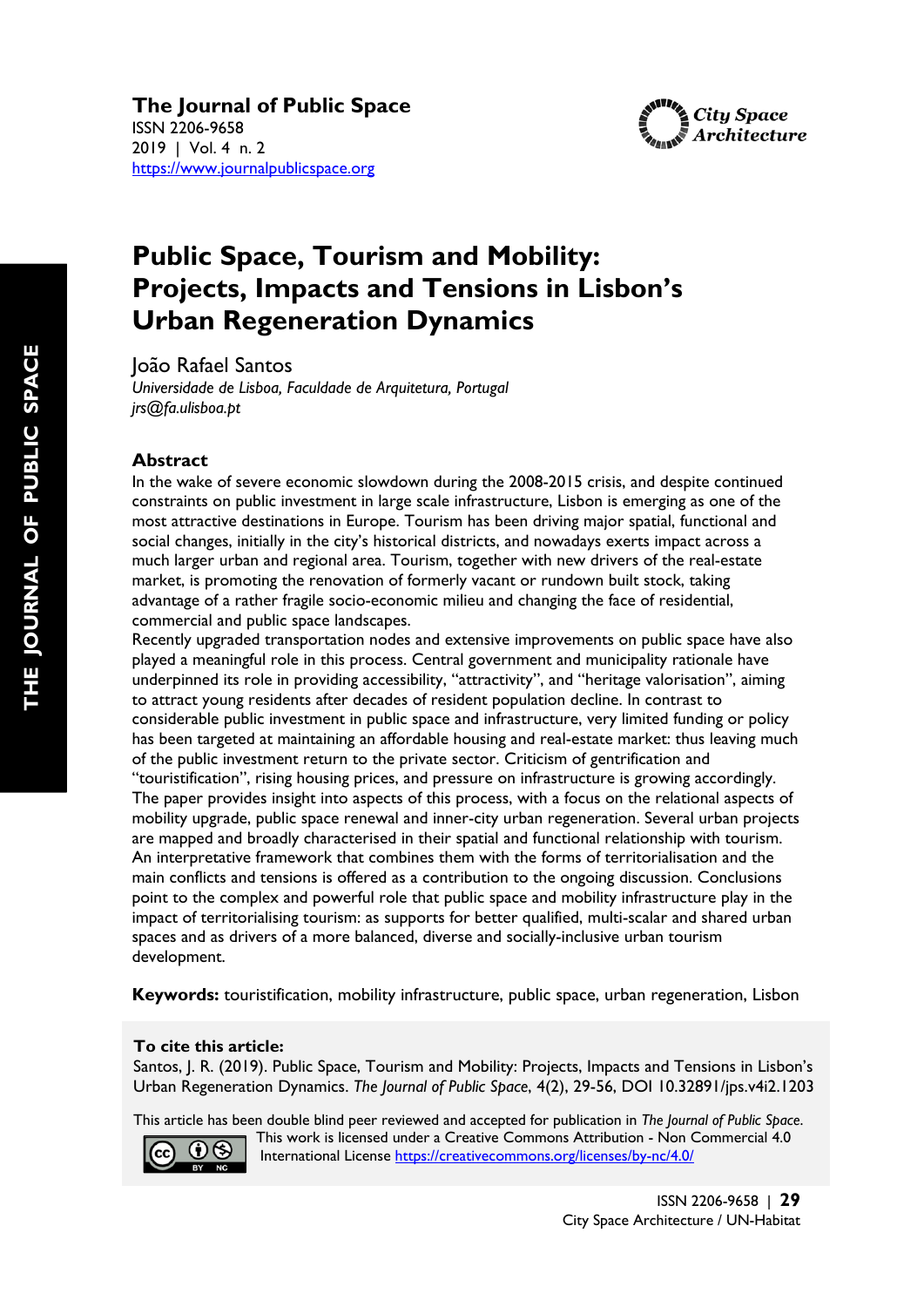**The Journal of Public Space**
ISSN 2206-9658
2019 | Vol. 4 n. 2
https://www.journalpublicspace.org

# Public Space, Tourism and Mobility: Projects, Impacts and Tensions in Lisbon's Urban Regeneration Dynamics

João Rafael Santos
*Universidade de Lisboa, Faculdade de Arquitetura, Portugal*
*jrs@fa.ulisboa.pt*

## Abstract

In the wake of severe economic slowdown during the 2008-2015 crisis, and despite continued constraints on public investment in large scale infrastructure, Lisbon is emerging as one of the most attractive destinations in Europe. Tourism has been driving major spatial, functional and social changes, initially in the city's historical districts, and nowadays exerts impact across a much larger urban and regional area. Tourism, together with new drivers of the real-estate market, is promoting the renovation of formerly vacant or rundown built stock, taking advantage of a rather fragile socio-economic milieu and changing the face of residential, commercial and public space landscapes.

Recently upgraded transportation nodes and extensive improvements on public space have also played a meaningful role in this process. Central government and municipality rationale have underpinned its role in providing accessibility, "attractivity", and "heritage valorisation", aiming to attract young residents after decades of resident population decline. In contrast to considerable public investment in public space and infrastructure, very limited funding or policy has been targeted at maintaining an affordable housing and real-estate market: thus leaving much of the public investment return to the private sector. Criticism of gentrification and "touristification", rising housing prices, and pressure on infrastructure is growing accordingly. The paper provides insight into aspects of this process, with a focus on the relational aspects of mobility upgrade, public space renewal and inner-city urban regeneration. Several urban projects are mapped and broadly characterised in their spatial and functional relationship with tourism. An interpretative framework that combines them with the forms of territorialisation and the main conflicts and tensions is offered as a contribution to the ongoing discussion. Conclusions point to the complex and powerful role that public space and mobility infrastructure play in the impact of territorialising tourism: as supports for better qualified, multi-scalar and shared urban spaces and as drivers of a more balanced, diverse and socially-inclusive urban tourism development.

**Keywords:** touristification, mobility infrastructure, public space, urban regeneration, Lisbon

**To cite this article:**
Santos, J. R. (2019). Public Space, Tourism and Mobility: Projects, Impacts and Tensions in Lisbon's Urban Regeneration Dynamics. *The Journal of Public Space*, 4(2), 29-56, DOI 10.32891/jps.v4i2.1203

This article has been double blind peer reviewed and accepted for publication in *The Journal of Public Space*.
This work is licensed under a Creative Commons Attribution - Non Commercial 4.0 International License https://creativecommons.org/licenses/by-nc/4.0/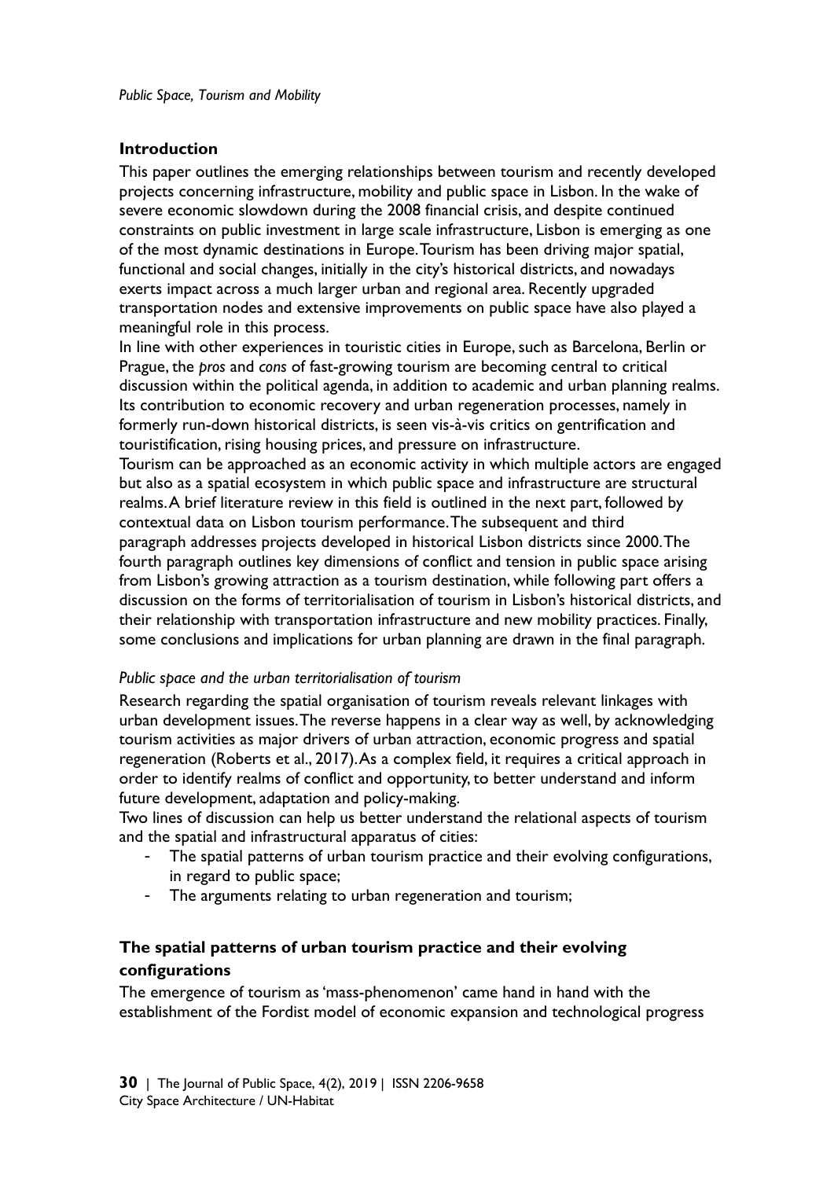## Introduction

This paper outlines the emerging relationships between tourism and recently developed projects concerning infrastructure, mobility and public space in Lisbon. In the wake of severe economic slowdown during the 2008 financial crisis, and despite continued constraints on public investment in large scale infrastructure, Lisbon is emerging as one of the most dynamic destinations in Europe. Tourism has been driving major spatial, functional and social changes, initially in the city's historical districts, and nowadays exerts impact across a much larger urban and regional area. Recently upgraded transportation nodes and extensive improvements on public space have also played a meaningful role in this process.

In line with other experiences in touristic cities in Europe, such as Barcelona, Berlin or Prague, the *pros* and *cons* of fast-growing tourism are becoming central to critical discussion within the political agenda, in addition to academic and urban planning realms. Its contribution to economic recovery and urban regeneration processes, namely in formerly run-down historical districts, is seen vis-à-vis critics on gentrification and touristification, rising housing prices, and pressure on infrastructure.

Tourism can be approached as an economic activity in which multiple actors are engaged but also as a spatial ecosystem in which public space and infrastructure are structural realms. A brief literature review in this field is outlined in the next part, followed by contextual data on Lisbon tourism performance. The subsequent and third paragraph addresses projects developed in historical Lisbon districts since 2000. The fourth paragraph outlines key dimensions of conflict and tension in public space arising from Lisbon's growing attraction as a tourism destination, while following part offers a discussion on the forms of territorialisation of tourism in Lisbon's historical districts, and their relationship with transportation infrastructure and new mobility practices. Finally, some conclusions and implications for urban planning are drawn in the final paragraph.

### *Public space and the urban territorialisation of tourism*

Research regarding the spatial organisation of tourism reveals relevant linkages with urban development issues. The reverse happens in a clear way as well, by acknowledging tourism activities as major drivers of urban attraction, economic progress and spatial regeneration (Roberts et al., 2017). As a complex field, it requires a critical approach in order to identify realms of conflict and opportunity, to better understand and inform future development, adaptation and policy-making.

Two lines of discussion can help us better understand the relational aspects of tourism and the spatial and infrastructural apparatus of cities:

- The spatial patterns of urban tourism practice and their evolving configurations, in regard to public space;
- The arguments relating to urban regeneration and tourism;

## The spatial patterns of urban tourism practice and their evolving configurations

The emergence of tourism as 'mass-phenomenon' came hand in hand with the establishment of the Fordist model of economic expansion and technological progress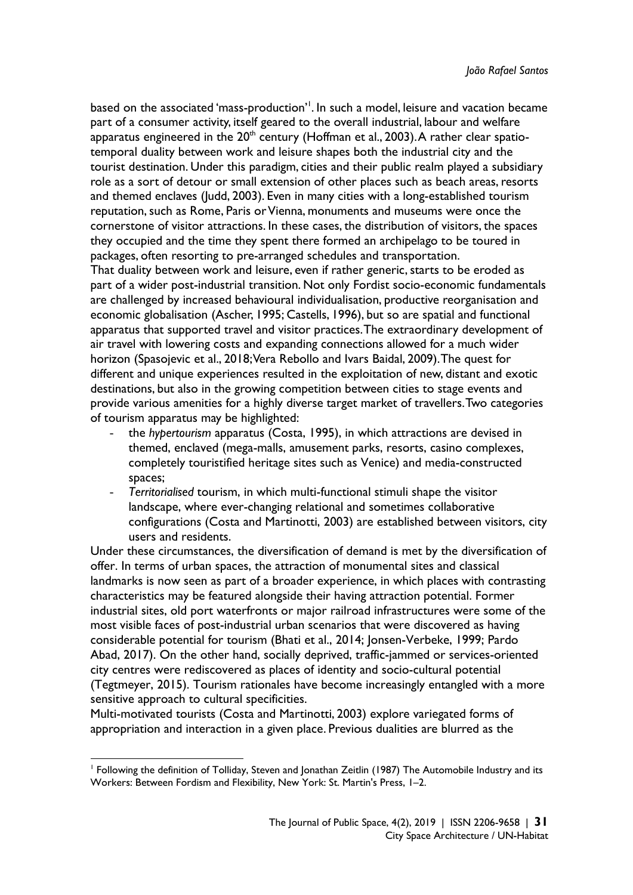based on the associated 'mass-production'[1]. In such a model, leisure and vacation became part of a consumer activity, itself geared to the overall industrial, labour and welfare apparatus engineered in the 20th century (Hoffman et al., 2003). A rather clear spatio-temporal duality between work and leisure shapes both the industrial city and the tourist destination. Under this paradigm, cities and their public realm played a subsidiary role as a sort of detour or small extension of other places such as beach areas, resorts and themed enclaves (Judd, 2003). Even in many cities with a long-established tourism reputation, such as Rome, Paris or Vienna, monuments and museums were once the cornerstone of visitor attractions. In these cases, the distribution of visitors, the spaces they occupied and the time they spent there formed an archipelago to be toured in packages, often resorting to pre-arranged schedules and transportation.

That duality between work and leisure, even if rather generic, starts to be eroded as part of a wider post-industrial transition. Not only Fordist socio-economic fundamentals are challenged by increased behavioural individualisation, productive reorganisation and economic globalisation (Ascher, 1995; Castells, 1996), but so are spatial and functional apparatus that supported travel and visitor practices. The extraordinary development of air travel with lowering costs and expanding connections allowed for a much wider horizon (Spasojevic et al., 2018; Vera Rebollo and Ivars Baidal, 2009). The quest for different and unique experiences resulted in the exploitation of new, distant and exotic destinations, but also in the growing competition between cities to stage events and provide various amenities for a highly diverse target market of travellers. Two categories of tourism apparatus may be highlighted:

- the *hypertourism* apparatus (Costa, 1995), in which attractions are devised in themed, enclaved (mega-malls, amusement parks, resorts, casino complexes, completely touristified heritage sites such as Venice) and media-constructed spaces;
- *Territorialised* tourism, in which multi-functional stimuli shape the visitor landscape, where ever-changing relational and sometimes collaborative configurations (Costa and Martinotti, 2003) are established between visitors, city users and residents.

Under these circumstances, the diversification of demand is met by the diversification of offer. In terms of urban spaces, the attraction of monumental sites and classical landmarks is now seen as part of a broader experience, in which places with contrasting characteristics may be featured alongside their having attraction potential. Former industrial sites, old port waterfronts or major railroad infrastructures were some of the most visible faces of post-industrial urban scenarios that were discovered as having considerable potential for tourism (Bhati et al., 2014; Jonsen-Verbeke, 1999; Pardo Abad, 2017). On the other hand, socially deprived, traffic-jammed or services-oriented city centres were rediscovered as places of identity and socio-cultural potential (Tegtmeyer, 2015). Tourism rationales have become increasingly entangled with a more sensitive approach to cultural specificities.

Multi-motivated tourists (Costa and Martinotti, 2003) explore variegated forms of appropriation and interaction in a given place. Previous dualities are blurred as the

[1] Following the definition of Tolliday, Steven and Jonathan Zeitlin (1987) The Automobile Industry and its Workers: Between Fordism and Flexibility, New York: St. Martin's Press, 1–2.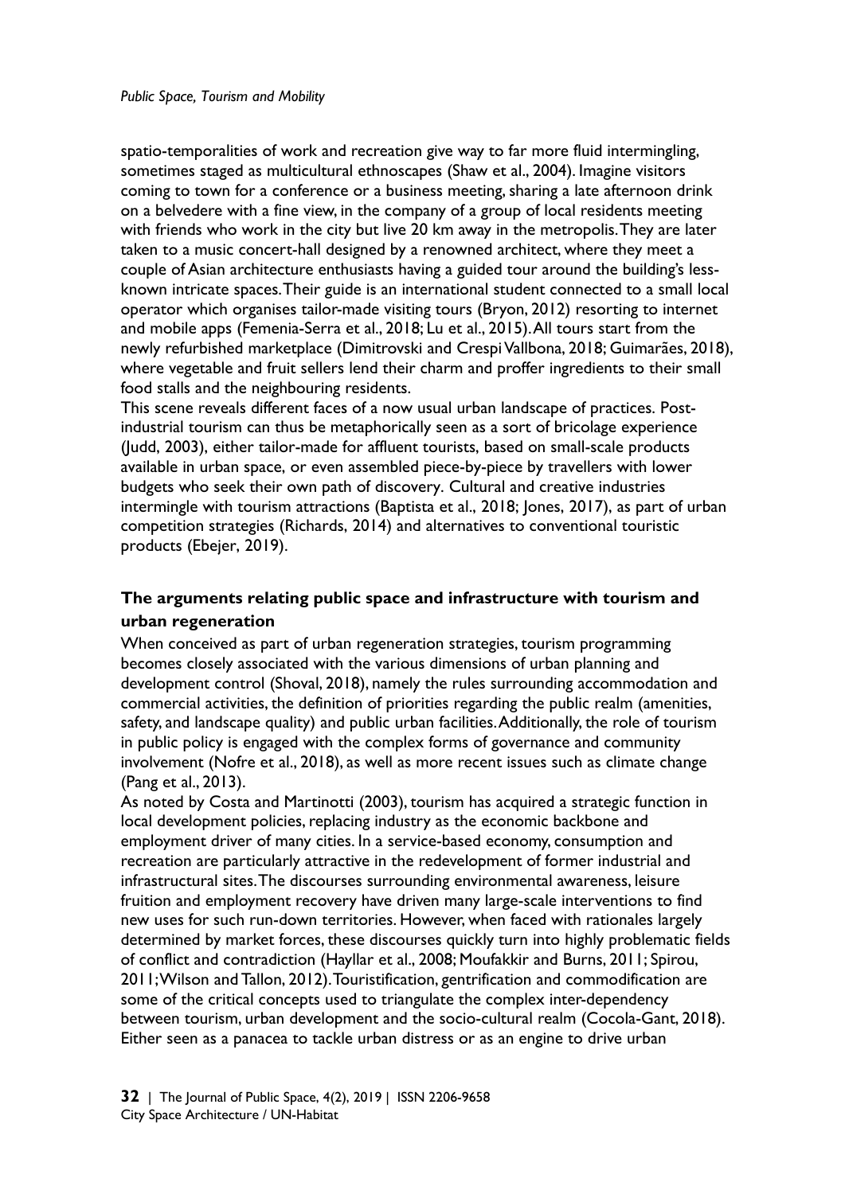spatio-temporalities of work and recreation give way to far more fluid intermingling, sometimes staged as multicultural ethnoscapes (Shaw et al., 2004). Imagine visitors coming to town for a conference or a business meeting, sharing a late afternoon drink on a belvedere with a fine view, in the company of a group of local residents meeting with friends who work in the city but live 20 km away in the metropolis. They are later taken to a music concert-hall designed by a renowned architect, where they meet a couple of Asian architecture enthusiasts having a guided tour around the building's less-known intricate spaces. Their guide is an international student connected to a small local operator which organises tailor-made visiting tours (Bryon, 2012) resorting to internet and mobile apps (Femenia-Serra et al., 2018; Lu et al., 2015). All tours start from the newly refurbished marketplace (Dimitrovski and Crespi Vallbona, 2018; Guimarães, 2018), where vegetable and fruit sellers lend their charm and proffer ingredients to their small food stalls and the neighbouring residents.

This scene reveals different faces of a now usual urban landscape of practices. Post-industrial tourism can thus be metaphorically seen as a sort of bricolage experience (Judd, 2003), either tailor-made for affluent tourists, based on small-scale products available in urban space, or even assembled piece-by-piece by travellers with lower budgets who seek their own path of discovery. Cultural and creative industries intermingle with tourism attractions (Baptista et al., 2018; Jones, 2017), as part of urban competition strategies (Richards, 2014) and alternatives to conventional touristic products (Ebejer, 2019).

## The arguments relating public space and infrastructure with tourism and urban regeneration

When conceived as part of urban regeneration strategies, tourism programming becomes closely associated with the various dimensions of urban planning and development control (Shoval, 2018), namely the rules surrounding accommodation and commercial activities, the definition of priorities regarding the public realm (amenities, safety, and landscape quality) and public urban facilities. Additionally, the role of tourism in public policy is engaged with the complex forms of governance and community involvement (Nofre et al., 2018), as well as more recent issues such as climate change (Pang et al., 2013).

As noted by Costa and Martinotti (2003), tourism has acquired a strategic function in local development policies, replacing industry as the economic backbone and employment driver of many cities. In a service-based economy, consumption and recreation are particularly attractive in the redevelopment of former industrial and infrastructural sites. The discourses surrounding environmental awareness, leisure fruition and employment recovery have driven many large-scale interventions to find new uses for such run-down territories. However, when faced with rationales largely determined by market forces, these discourses quickly turn into highly problematic fields of conflict and contradiction (Hayllar et al., 2008; Moufakkir and Burns, 2011; Spirou, 2011; Wilson and Tallon, 2012). Touristification, gentrification and commodification are some of the critical concepts used to triangulate the complex inter-dependency between tourism, urban development and the socio-cultural realm (Cocola-Gant, 2018). Either seen as a panacea to tackle urban distress or as an engine to drive urban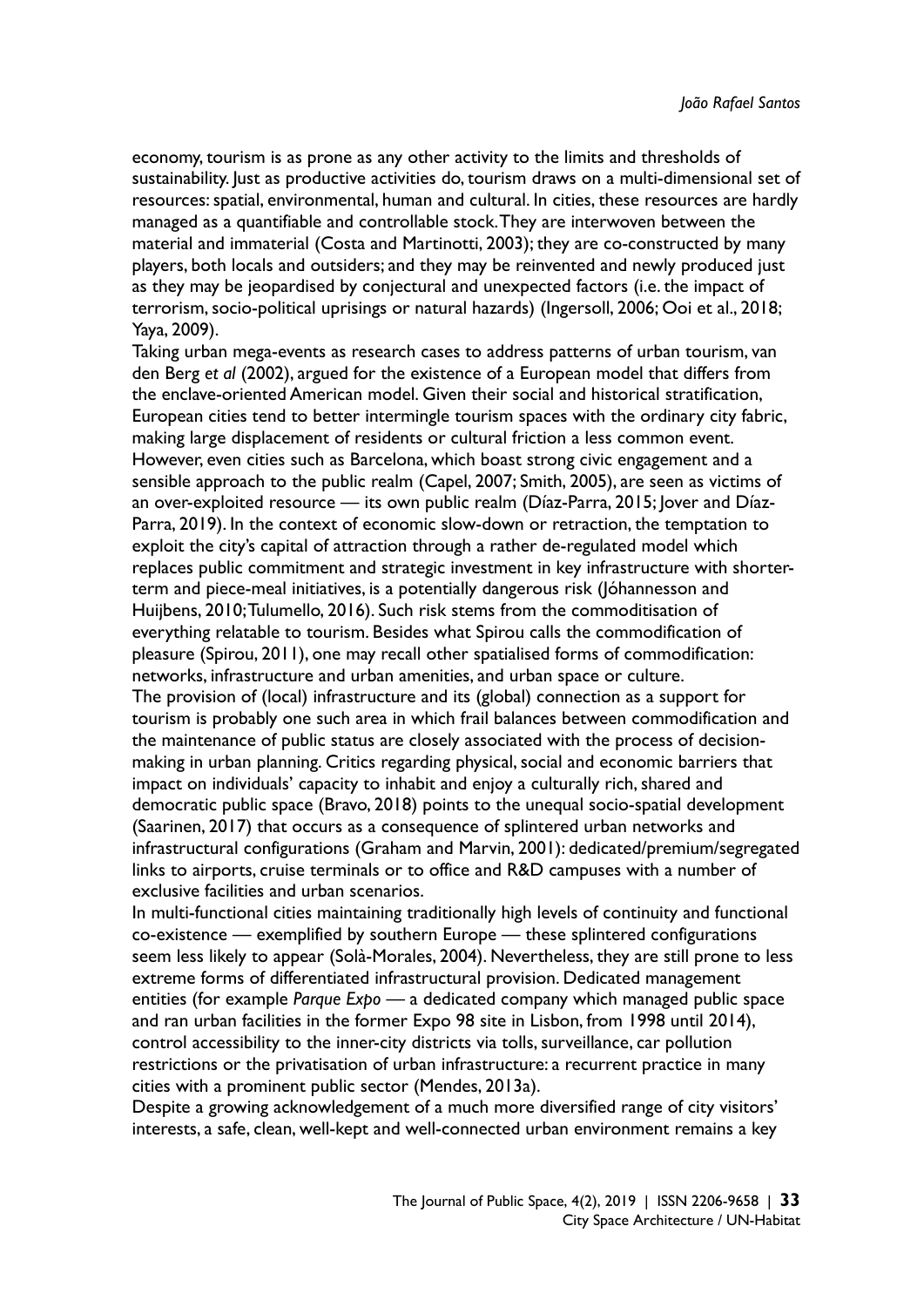economy, tourism is as prone as any other activity to the limits and thresholds of sustainability. Just as productive activities do, tourism draws on a multi-dimensional set of resources: spatial, environmental, human and cultural. In cities, these resources are hardly managed as a quantifiable and controllable stock. They are interwoven between the material and immaterial (Costa and Martinotti, 2003); they are co-constructed by many players, both locals and outsiders; and they may be reinvented and newly produced just as they may be jeopardised by conjectural and unexpected factors (i.e. the impact of terrorism, socio-political uprisings or natural hazards) (Ingersoll, 2006; Ooi et al., 2018; Yaya, 2009).

Taking urban mega-events as research cases to address patterns of urban tourism, van den Berg *et al* (2002), argued for the existence of a European model that differs from the enclave-oriented American model. Given their social and historical stratification, European cities tend to better intermingle tourism spaces with the ordinary city fabric, making large displacement of residents or cultural friction a less common event. However, even cities such as Barcelona, which boast strong civic engagement and a sensible approach to the public realm (Capel, 2007; Smith, 2005), are seen as victims of an over-exploited resource — its own public realm (Díaz-Parra, 2015; Jover and Díaz-Parra, 2019). In the context of economic slow-down or retraction, the temptation to exploit the city's capital of attraction through a rather de-regulated model which replaces public commitment and strategic investment in key infrastructure with shorter-term and piece-meal initiatives, is a potentially dangerous risk (Jóhannesson and Huijbens, 2010; Tulumello, 2016). Such risk stems from the commoditisation of everything relatable to tourism. Besides what Spirou calls the commodification of pleasure (Spirou, 2011), one may recall other spatialised forms of commodification: networks, infrastructure and urban amenities, and urban space or culture.

The provision of (local) infrastructure and its (global) connection as a support for tourism is probably one such area in which frail balances between commodification and the maintenance of public status are closely associated with the process of decision-making in urban planning. Critics regarding physical, social and economic barriers that impact on individuals' capacity to inhabit and enjoy a culturally rich, shared and democratic public space (Bravo, 2018) points to the unequal socio-spatial development (Saarinen, 2017) that occurs as a consequence of splintered urban networks and infrastructural configurations (Graham and Marvin, 2001): dedicated/premium/segregated links to airports, cruise terminals or to office and R&D campuses with a number of exclusive facilities and urban scenarios.

In multi-functional cities maintaining traditionally high levels of continuity and functional co-existence — exemplified by southern Europe — these splintered configurations seem less likely to appear (Solà-Morales, 2004). Nevertheless, they are still prone to less extreme forms of differentiated infrastructural provision. Dedicated management entities (for example *Parque Expo* — a dedicated company which managed public space and ran urban facilities in the former Expo 98 site in Lisbon, from 1998 until 2014), control accessibility to the inner-city districts via tolls, surveillance, car pollution restrictions or the privatisation of urban infrastructure: a recurrent practice in many cities with a prominent public sector (Mendes, 2013a).

Despite a growing acknowledgement of a much more diversified range of city visitors' interests, a safe, clean, well-kept and well-connected urban environment remains a key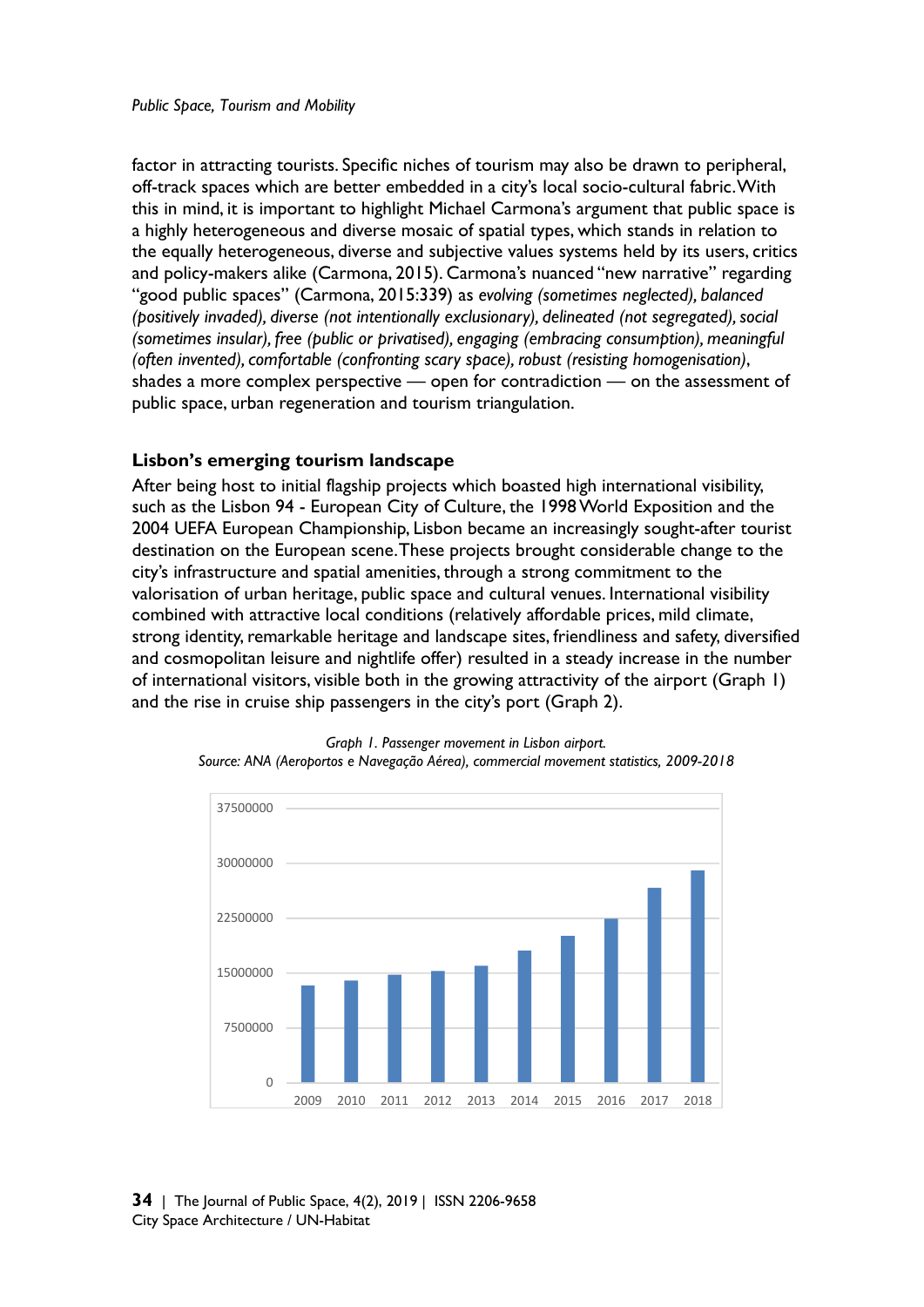factor in attracting tourists. Specific niches of tourism may also be drawn to peripheral, off-track spaces which are better embedded in a city's local socio-cultural fabric. With this in mind, it is important to highlight Michael Carmona's argument that public space is a highly heterogeneous and diverse mosaic of spatial types, which stands in relation to the equally heterogeneous, diverse and subjective values systems held by its users, critics and policy-makers alike (Carmona, 2015). Carmona's nuanced "new narrative" regarding "good public spaces" (Carmona, 2015:339) as *evolving (sometimes neglected), balanced (positively invaded), diverse (not intentionally exclusionary), delineated (not segregated), social (sometimes insular), free (public or privatised), engaging (embracing consumption), meaningful (often invented), comfortable (confronting scary space), robust (resisting homogenisation)*, shades a more complex perspective — open for contradiction — on the assessment of public space, urban regeneration and tourism triangulation.

## Lisbon's emerging tourism landscape

After being host to initial flagship projects which boasted high international visibility, such as the Lisbon 94 - European City of Culture, the 1998 World Exposition and the 2004 UEFA European Championship, Lisbon became an increasingly sought-after tourist destination on the European scene. These projects brought considerable change to the city's infrastructure and spatial amenities, through a strong commitment to the valorisation of urban heritage, public space and cultural venues. International visibility combined with attractive local conditions (relatively affordable prices, mild climate, strong identity, remarkable heritage and landscape sites, friendliness and safety, diversified and cosmopolitan leisure and nightlife offer) resulted in a steady increase in the number of international visitors, visible both in the growing attractivity of the airport (Graph 1) and the rise in cruise ship passengers in the city's port (Graph 2).

*Graph 1. Passenger movement in Lisbon airport.*
*Source: ANA (Aeroportos e Navegação Aérea), commercial movement statistics, 2009-2018*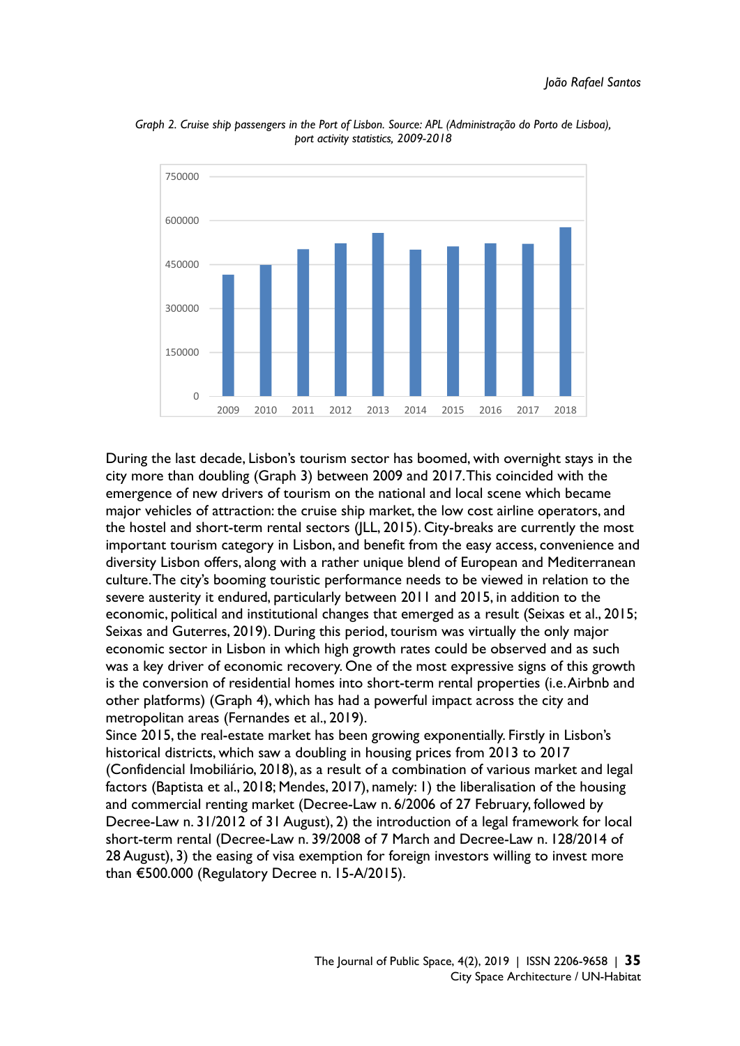*Graph 2. Cruise ship passengers in the Port of Lisbon. Source: APL (Administração do Porto de Lisboa), port activity statistics, 2009-2018*

During the last decade, Lisbon's tourism sector has boomed, with overnight stays in the city more than doubling (Graph 3) between 2009 and 2017. This coincided with the emergence of new drivers of tourism on the national and local scene which became major vehicles of attraction: the cruise ship market, the low cost airline operators, and the hostel and short-term rental sectors (JLL, 2015). City-breaks are currently the most important tourism category in Lisbon, and benefit from the easy access, convenience and diversity Lisbon offers, along with a rather unique blend of European and Mediterranean culture. The city's booming touristic performance needs to be viewed in relation to the severe austerity it endured, particularly between 2011 and 2015, in addition to the economic, political and institutional changes that emerged as a result (Seixas et al., 2015; Seixas and Guterres, 2019). During this period, tourism was virtually the only major economic sector in Lisbon in which high growth rates could be observed and as such was a key driver of economic recovery. One of the most expressive signs of this growth is the conversion of residential homes into short-term rental properties (i.e. Airbnb and other platforms) (Graph 4), which has had a powerful impact across the city and metropolitan areas (Fernandes et al., 2019).

Since 2015, the real-estate market has been growing exponentially. Firstly in Lisbon's historical districts, which saw a doubling in housing prices from 2013 to 2017 (Confidencial Imobiliário, 2018), as a result of a combination of various market and legal factors (Baptista et al., 2018; Mendes, 2017), namely: 1) the liberalisation of the housing and commercial renting market (Decree-Law n. 6/2006 of 27 February, followed by Decree-Law n. 31/2012 of 31 August), 2) the introduction of a legal framework for local short-term rental (Decree-Law n. 39/2008 of 7 March and Decree-Law n. 128/2014 of 28 August), 3) the easing of visa exemption for foreign investors willing to invest more than €500.000 (Regulatory Decree n. 15-A/2015).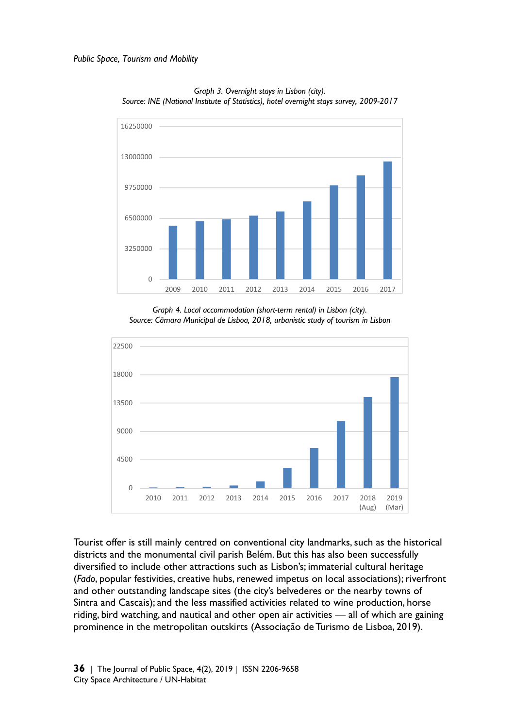*Graph 3. Overnight stays in Lisbon (city).*
*Source: INE (National Institute of Statistics), hotel overnight stays survey, 2009-2017*

*Graph 4. Local accommodation (short-term rental) in Lisbon (city).*
*Source: Câmara Municipal de Lisboa, 2018, urbanistic study of tourism in Lisbon*

Tourist offer is still mainly centred on conventional city landmarks, such as the historical districts and the monumental civil parish Belém. But this has also been successfully diversified to include other attractions such as Lisbon's; immaterial cultural heritage (*Fado*, popular festivities, creative hubs, renewed impetus on local associations); riverfront and other outstanding landscape sites (the city's belvederes or the nearby towns of Sintra and Cascais); and the less massified activities related to wine production, horse riding, bird watching, and nautical and other open air activities — all of which are gaining prominence in the metropolitan outskirts (Associação de Turismo de Lisboa, 2019).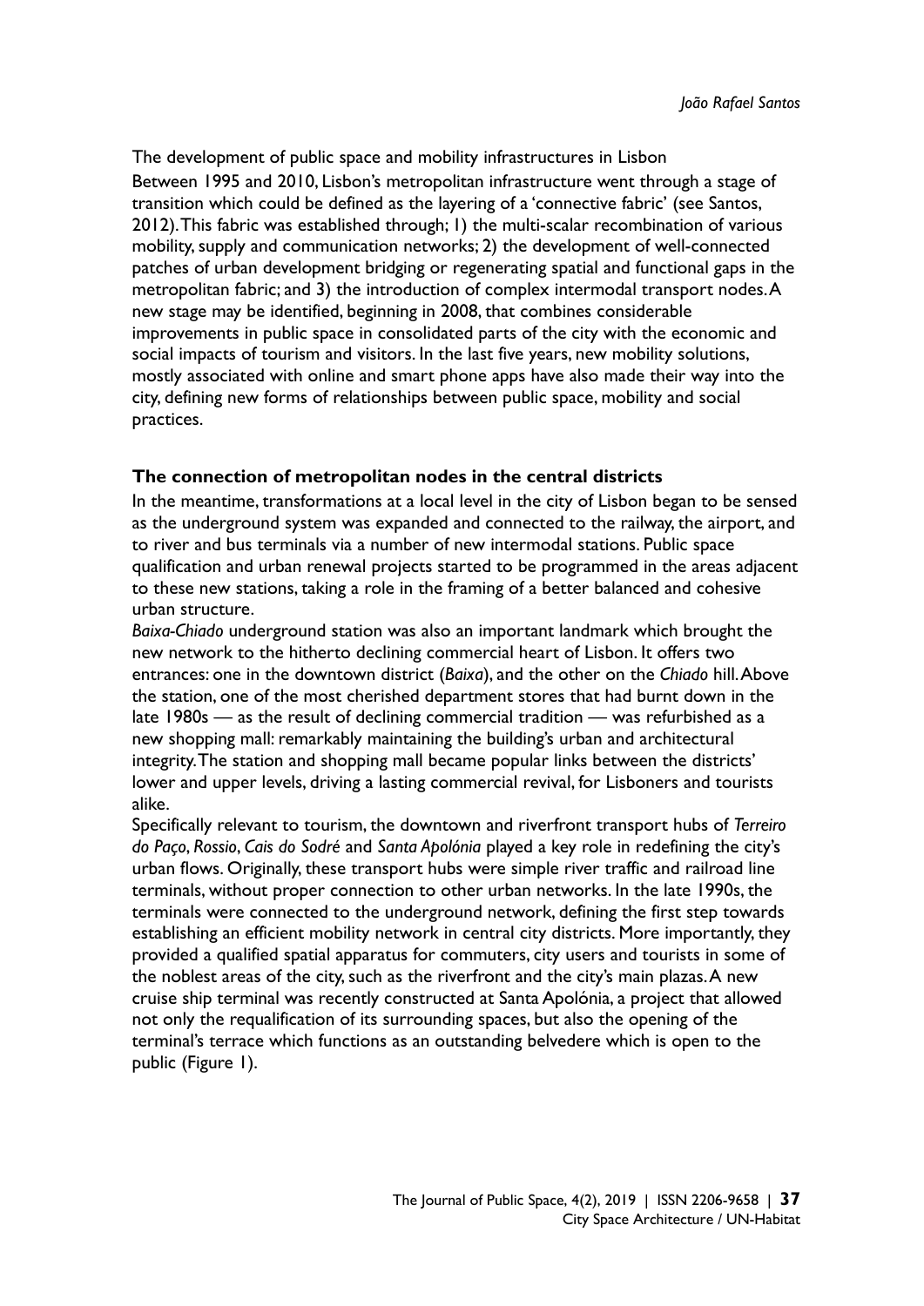The development of public space and mobility infrastructures in Lisbon

Between 1995 and 2010, Lisbon's metropolitan infrastructure went through a stage of transition which could be defined as the layering of a 'connective fabric' (see Santos, 2012). This fabric was established through; 1) the multi-scalar recombination of various mobility, supply and communication networks; 2) the development of well-connected patches of urban development bridging or regenerating spatial and functional gaps in the metropolitan fabric; and 3) the introduction of complex intermodal transport nodes. A new stage may be identified, beginning in 2008, that combines considerable improvements in public space in consolidated parts of the city with the economic and social impacts of tourism and visitors. In the last five years, new mobility solutions, mostly associated with online and smart phone apps have also made their way into the city, defining new forms of relationships between public space, mobility and social practices.

**The connection of metropolitan nodes in the central districts**

In the meantime, transformations at a local level in the city of Lisbon began to be sensed as the underground system was expanded and connected to the railway, the airport, and to river and bus terminals via a number of new intermodal stations. Public space qualification and urban renewal projects started to be programmed in the areas adjacent to these new stations, taking a role in the framing of a better balanced and cohesive urban structure.

*Baixa-Chiado* underground station was also an important landmark which brought the new network to the hitherto declining commercial heart of Lisbon. It offers two entrances: one in the downtown district (*Baixa*), and the other on the *Chiado* hill. Above the station, one of the most cherished department stores that had burnt down in the late 1980s — as the result of declining commercial tradition — was refurbished as a new shopping mall: remarkably maintaining the building's urban and architectural integrity. The station and shopping mall became popular links between the districts' lower and upper levels, driving a lasting commercial revival, for Lisboners and tourists alike.

Specifically relevant to tourism, the downtown and riverfront transport hubs of *Terreiro do Paço*, *Rossio*, *Cais do Sodré* and *Santa Apolónia* played a key role in redefining the city's urban flows. Originally, these transport hubs were simple river traffic and railroad line terminals, without proper connection to other urban networks. In the late 1990s, the terminals were connected to the underground network, defining the first step towards establishing an efficient mobility network in central city districts. More importantly, they provided a qualified spatial apparatus for commuters, city users and tourists in some of the noblest areas of the city, such as the riverfront and the city's main plazas. A new cruise ship terminal was recently constructed at Santa Apolónia, a project that allowed not only the requalification of its surrounding spaces, but also the opening of the terminal's terrace which functions as an outstanding belvedere which is open to the public (Figure 1).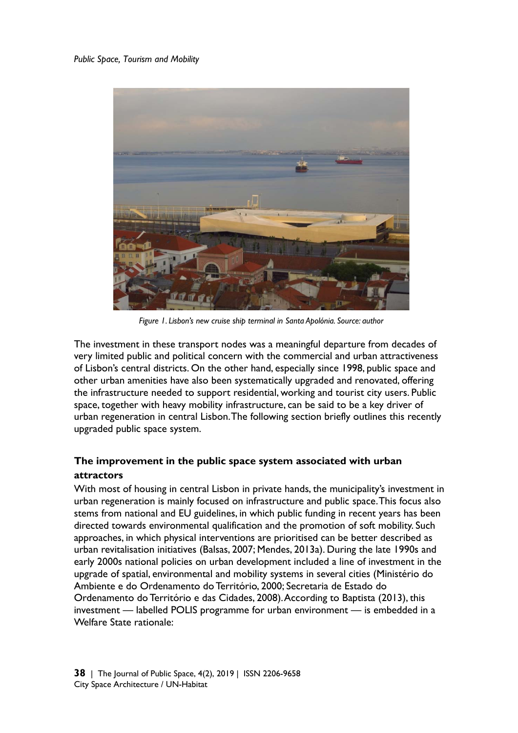Figure 1. Lisbon's new cruise ship terminal in Santa Apolónia. Source: author

The investment in these transport nodes was a meaningful departure from decades of very limited public and political concern with the commercial and urban attractiveness of Lisbon's central districts. On the other hand, especially since 1998, public space and other urban amenities have also been systematically upgraded and renovated, offering the infrastructure needed to support residential, working and tourist city users. Public space, together with heavy mobility infrastructure, can be said to be a key driver of urban regeneration in central Lisbon. The following section briefly outlines this recently upgraded public space system.

## The improvement in the public space system associated with urban attractors

With most of housing in central Lisbon in private hands, the municipality's investment in urban regeneration is mainly focused on infrastructure and public space. This focus also stems from national and EU guidelines, in which public funding in recent years has been directed towards environmental qualification and the promotion of soft mobility. Such approaches, in which physical interventions are prioritised can be better described as urban revitalisation initiatives (Balsas, 2007; Mendes, 2013a). During the late 1990s and early 2000s national policies on urban development included a line of investment in the upgrade of spatial, environmental and mobility systems in several cities (Ministério do Ambiente e do Ordenamento do Território, 2000; Secretaria de Estado do Ordenamento do Território e das Cidades, 2008). According to Baptista (2013), this investment — labelled POLIS programme for urban environment — is embedded in a Welfare State rationale: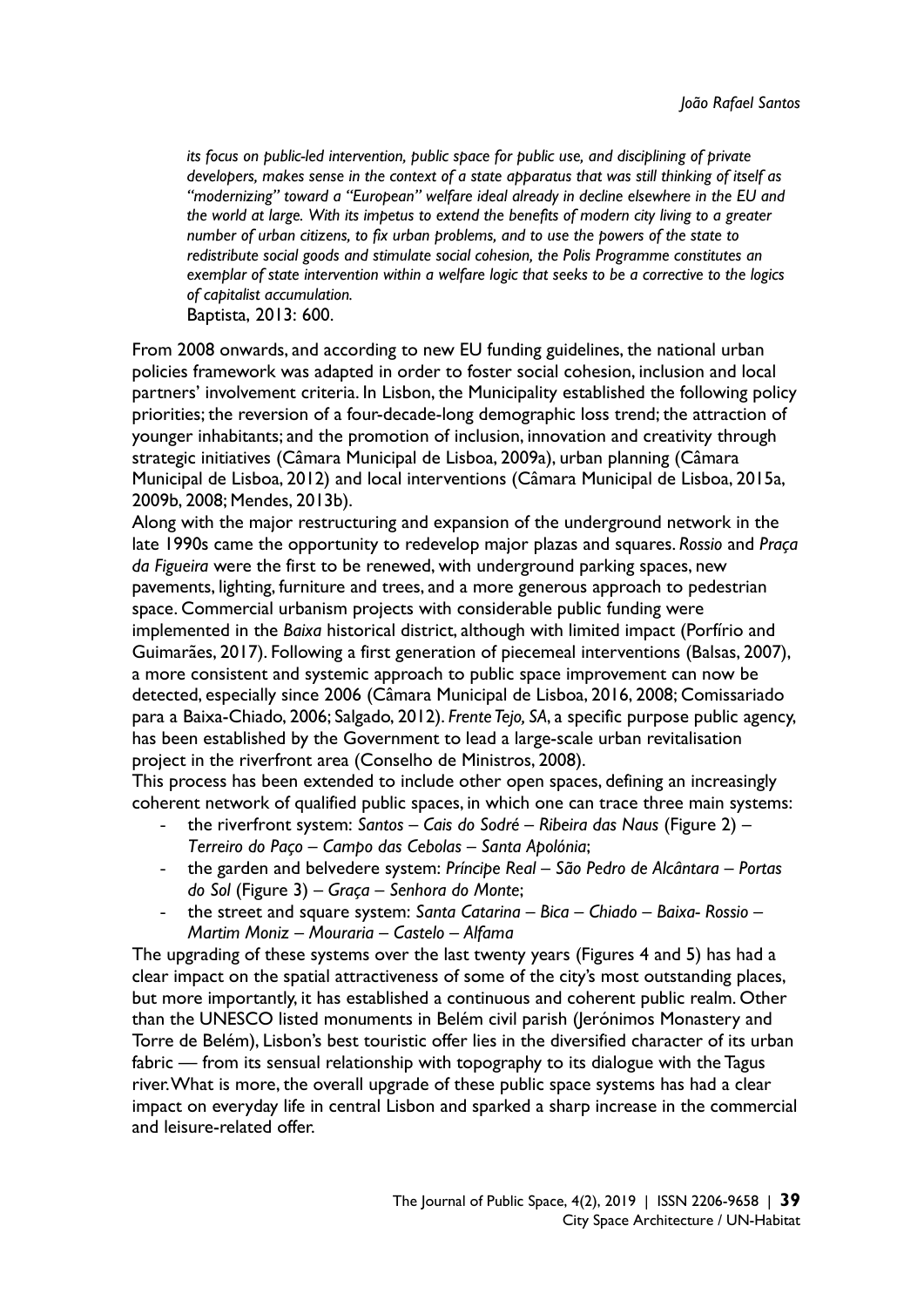> *its focus on public-led intervention, public space for public use, and disciplining of private developers, makes sense in the context of a state apparatus that was still thinking of itself as "modernizing" toward a "European" welfare ideal already in decline elsewhere in the EU and the world at large. With its impetus to extend the benefits of modern city living to a greater number of urban citizens, to fix urban problems, and to use the powers of the state to redistribute social goods and stimulate social cohesion, the Polis Programme constitutes an exemplar of state intervention within a welfare logic that seeks to be a corrective to the logics of capitalist accumulation.*
> Baptista, 2013: 600.

From 2008 onwards, and according to new EU funding guidelines, the national urban policies framework was adapted in order to foster social cohesion, inclusion and local partners' involvement criteria. In Lisbon, the Municipality established the following policy priorities; the reversion of a four-decade-long demographic loss trend; the attraction of younger inhabitants; and the promotion of inclusion, innovation and creativity through strategic initiatives (Câmara Municipal de Lisboa, 2009a), urban planning (Câmara Municipal de Lisboa, 2012) and local interventions (Câmara Municipal de Lisboa, 2015a, 2009b, 2008; Mendes, 2013b).

Along with the major restructuring and expansion of the underground network in the late 1990s came the opportunity to redevelop major plazas and squares. *Rossio* and *Praça da Figueira* were the first to be renewed, with underground parking spaces, new pavements, lighting, furniture and trees, and a more generous approach to pedestrian space. Commercial urbanism projects with considerable public funding were implemented in the *Baixa* historical district, although with limited impact (Porfírio and Guimarães, 2017). Following a first generation of piecemeal interventions (Balsas, 2007), a more consistent and systemic approach to public space improvement can now be detected, especially since 2006 (Câmara Municipal de Lisboa, 2016, 2008; Comissariado para a Baixa-Chiado, 2006; Salgado, 2012). *Frente Tejo, SA*, a specific purpose public agency, has been established by the Government to lead a large-scale urban revitalisation project in the riverfront area (Conselho de Ministros, 2008).

This process has been extended to include other open spaces, defining an increasingly coherent network of qualified public spaces, in which one can trace three main systems:

- the riverfront system: *Santos – Cais do Sodré – Ribeira das Naus* (Figure 2) – *Terreiro do Paço – Campo das Cebolas – Santa Apolónia*;
- the garden and belvedere system: *Príncipe Real – São Pedro de Alcântara – Portas do Sol* (Figure 3) – *Graça – Senhora do Monte*;
- the street and square system: *Santa Catarina – Bica – Chiado – Baixa- Rossio – Martim Moniz – Mouraria – Castelo – Alfama*

The upgrading of these systems over the last twenty years (Figures 4 and 5) has had a clear impact on the spatial attractiveness of some of the city's most outstanding places, but more importantly, it has established a continuous and coherent public realm. Other than the UNESCO listed monuments in Belém civil parish (Jerónimos Monastery and Torre de Belém), Lisbon's best touristic offer lies in the diversified character of its urban fabric — from its sensual relationship with topography to its dialogue with the Tagus river. What is more, the overall upgrade of these public space systems has had a clear impact on everyday life in central Lisbon and sparked a sharp increase in the commercial and leisure-related offer.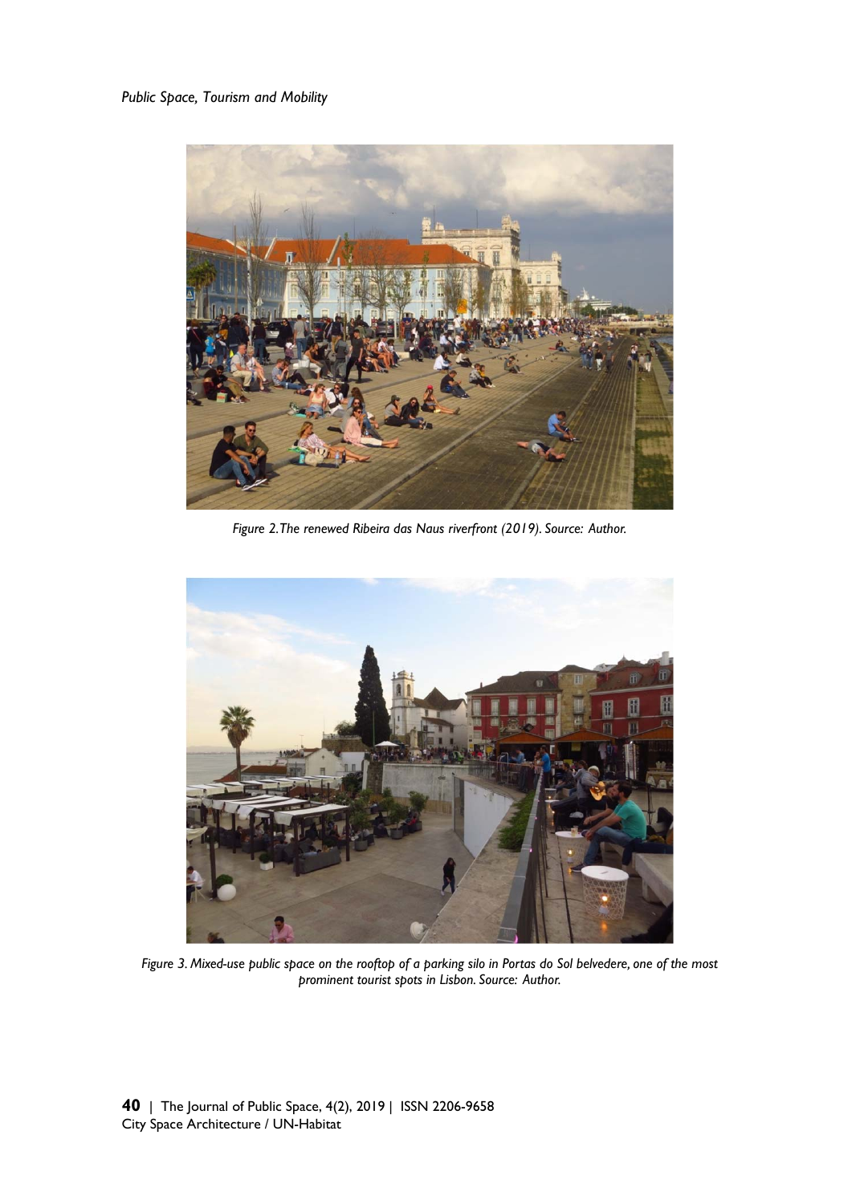*Figure 2. The renewed Ribeira das Naus riverfront (2019). Source: Author.*

*Figure 3. Mixed-use public space on the rooftop of a parking silo in Portas do Sol belvedere, one of the most prominent tourist spots in Lisbon. Source: Author.*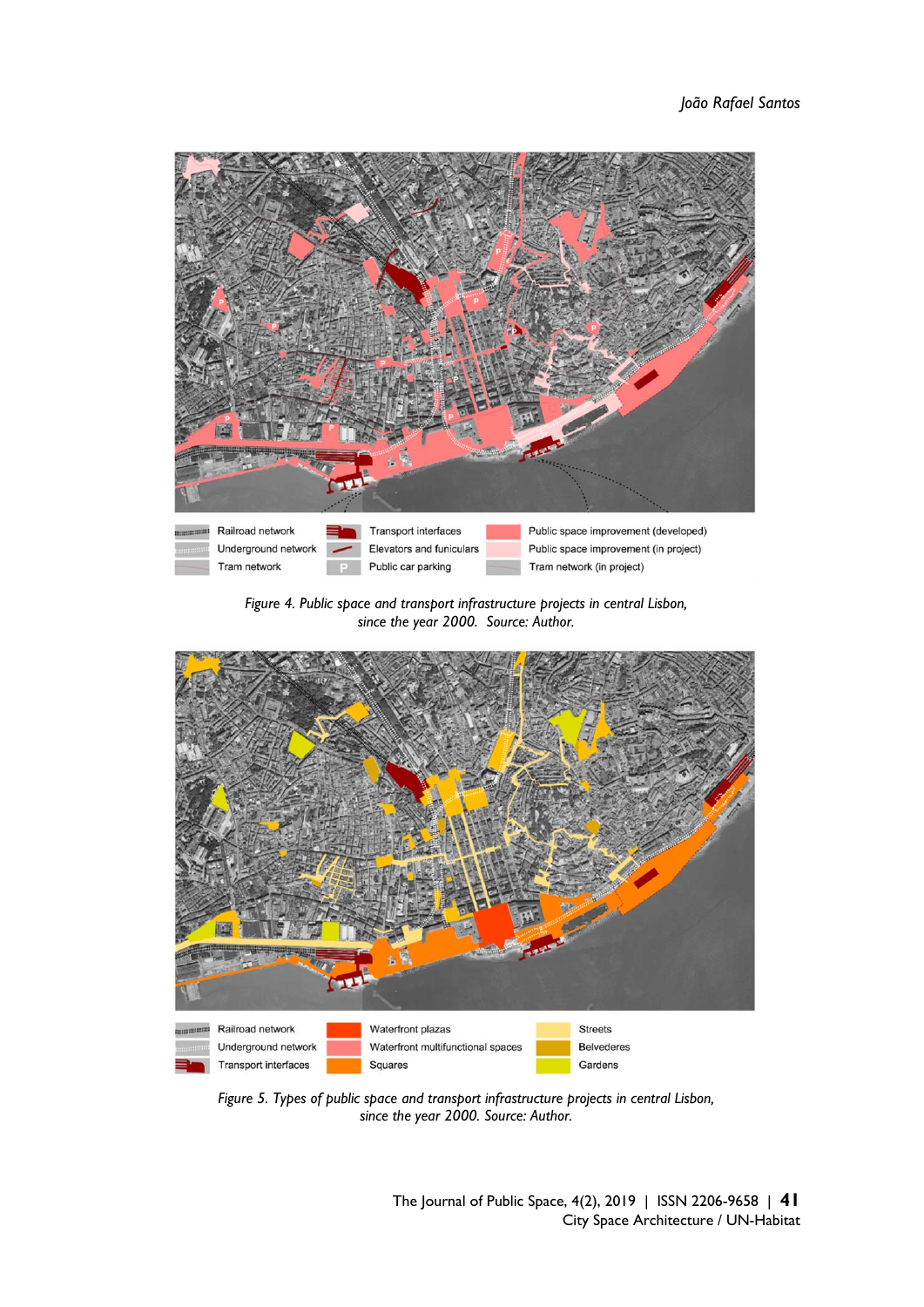Railroad network
Underground network
Tram network
Transport interfaces
Elevators and funiculars
Public car parking
Public space improvement (developed)
Public space improvement (in project)
Tram network (in project)

*Figure 4. Public space and transport infrastructure projects in central Lisbon, since the year 2000. Source: Author.*

Railroad network
Underground network
Transport interfaces
Waterfront plazas
Waterfront multifunctional spaces
Squares
Streets
Belvederes
Gardens

*Figure 5. Types of public space and transport infrastructure projects in central Lisbon, since the year 2000. Source: Author.*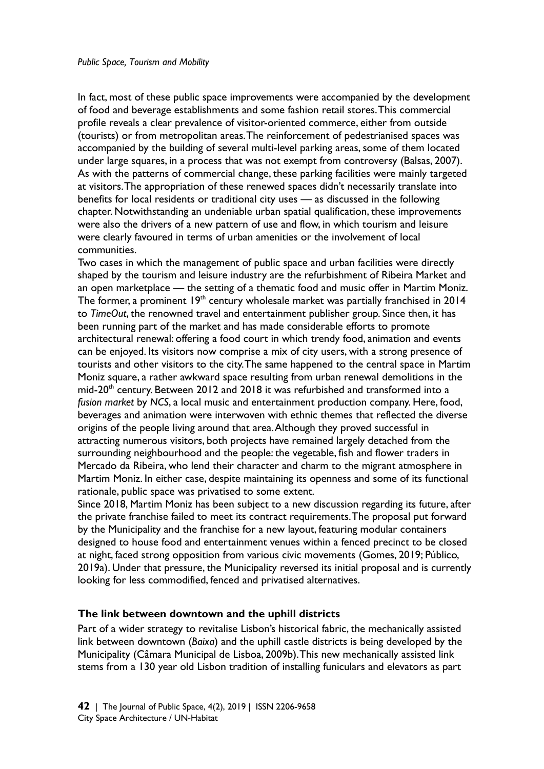In fact, most of these public space improvements were accompanied by the development of food and beverage establishments and some fashion retail stores. This commercial profile reveals a clear prevalence of visitor-oriented commerce, either from outside (tourists) or from metropolitan areas. The reinforcement of pedestrianised spaces was accompanied by the building of several multi-level parking areas, some of them located under large squares, in a process that was not exempt from controversy (Balsas, 2007). As with the patterns of commercial change, these parking facilities were mainly targeted at visitors. The appropriation of these renewed spaces didn't necessarily translate into benefits for local residents or traditional city uses — as discussed in the following chapter. Notwithstanding an undeniable urban spatial qualification, these improvements were also the drivers of a new pattern of use and flow, in which tourism and leisure were clearly favoured in terms of urban amenities or the involvement of local communities.

Two cases in which the management of public space and urban facilities were directly shaped by the tourism and leisure industry are the refurbishment of Ribeira Market and an open marketplace — the setting of a thematic food and music offer in Martim Moniz. The former, a prominent 19th century wholesale market was partially franchised in 2014 to *TimeOut*, the renowned travel and entertainment publisher group. Since then, it has been running part of the market and has made considerable efforts to promote architectural renewal: offering a food court in which trendy food, animation and events can be enjoyed. Its visitors now comprise a mix of city users, with a strong presence of tourists and other visitors to the city. The same happened to the central space in Martim Moniz square, a rather awkward space resulting from urban renewal demolitions in the mid-20th century. Between 2012 and 2018 it was refurbished and transformed into a *fusion market* by *NCS*, a local music and entertainment production company. Here, food, beverages and animation were interwoven with ethnic themes that reflected the diverse origins of the people living around that area. Although they proved successful in attracting numerous visitors, both projects have remained largely detached from the surrounding neighbourhood and the people: the vegetable, fish and flower traders in Mercado da Ribeira, who lend their character and charm to the migrant atmosphere in Martim Moniz. In either case, despite maintaining its openness and some of its functional rationale, public space was privatised to some extent.

Since 2018, Martim Moniz has been subject to a new discussion regarding its future, after the private franchise failed to meet its contract requirements. The proposal put forward by the Municipality and the franchise for a new layout, featuring modular containers designed to house food and entertainment venues within a fenced precinct to be closed at night, faced strong opposition from various civic movements (Gomes, 2019; Público, 2019a). Under that pressure, the Municipality reversed its initial proposal and is currently looking for less commodified, fenced and privatised alternatives.

## The link between downtown and the uphill districts

Part of a wider strategy to revitalise Lisbon's historical fabric, the mechanically assisted link between downtown (*Baixa*) and the uphill castle districts is being developed by the Municipality (Câmara Municipal de Lisboa, 2009b). This new mechanically assisted link stems from a 130 year old Lisbon tradition of installing funiculars and elevators as part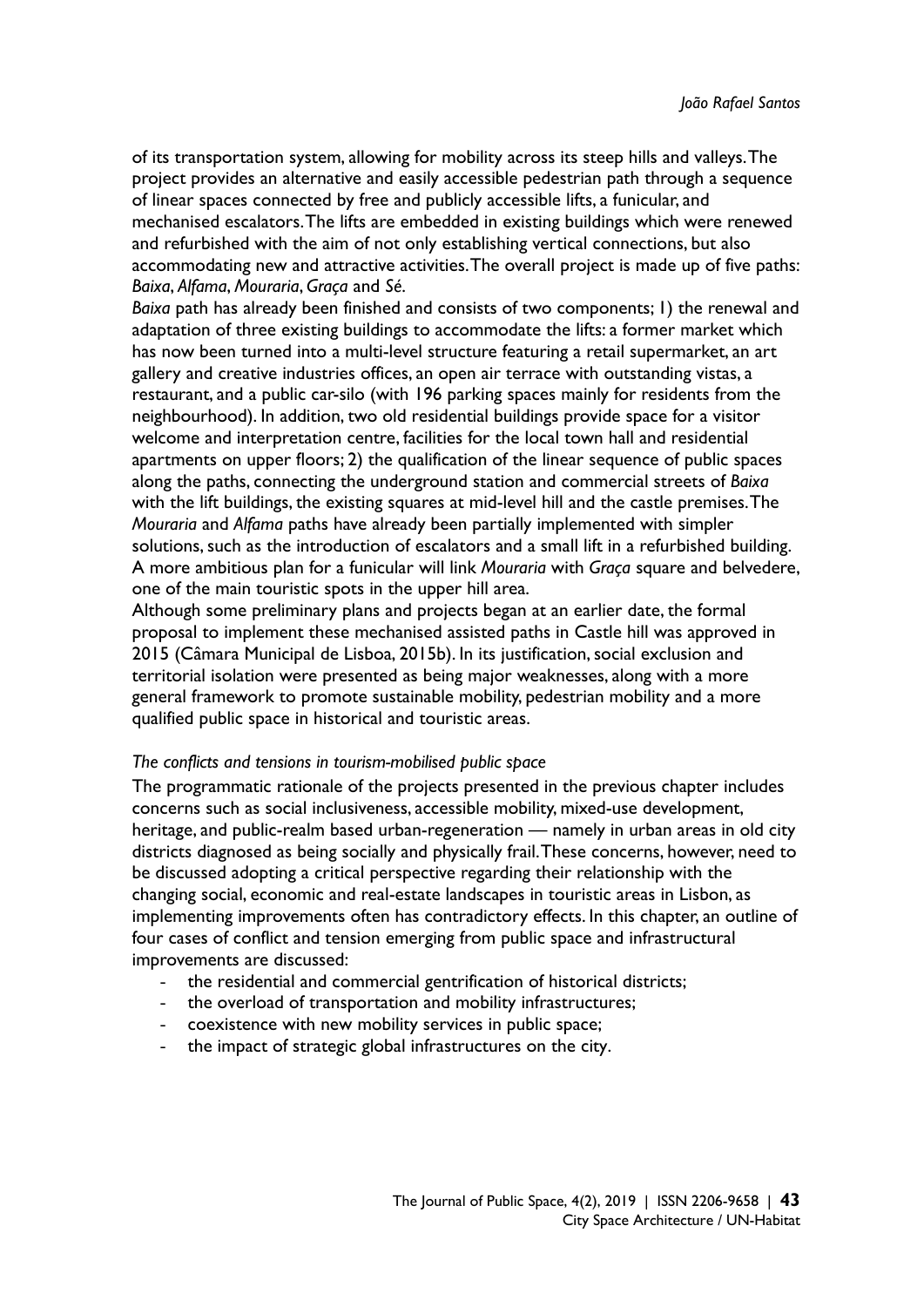of its transportation system, allowing for mobility across its steep hills and valleys. The project provides an alternative and easily accessible pedestrian path through a sequence of linear spaces connected by free and publicly accessible lifts, a funicular, and mechanised escalators. The lifts are embedded in existing buildings which were renewed and refurbished with the aim of not only establishing vertical connections, but also accommodating new and attractive activities. The overall project is made up of five paths: *Baixa*, *Alfama*, *Mouraria*, *Graça* and *Sé*.

*Baixa* path has already been finished and consists of two components; 1) the renewal and adaptation of three existing buildings to accommodate the lifts: a former market which has now been turned into a multi-level structure featuring a retail supermarket, an art gallery and creative industries offices, an open air terrace with outstanding vistas, a restaurant, and a public car-silo (with 196 parking spaces mainly for residents from the neighbourhood). In addition, two old residential buildings provide space for a visitor welcome and interpretation centre, facilities for the local town hall and residential apartments on upper floors; 2) the qualification of the linear sequence of public spaces along the paths, connecting the underground station and commercial streets of *Baixa* with the lift buildings, the existing squares at mid-level hill and the castle premises. The *Mouraria* and *Alfama* paths have already been partially implemented with simpler solutions, such as the introduction of escalators and a small lift in a refurbished building. A more ambitious plan for a funicular will link *Mouraria* with *Graça* square and belvedere, one of the main touristic spots in the upper hill area.

Although some preliminary plans and projects began at an earlier date, the formal proposal to implement these mechanised assisted paths in Castle hill was approved in 2015 (Câmara Municipal de Lisboa, 2015b). In its justification, social exclusion and territorial isolation were presented as being major weaknesses, along with a more general framework to promote sustainable mobility, pedestrian mobility and a more qualified public space in historical and touristic areas.

### *The conflicts and tensions in tourism-mobilised public space*

The programmatic rationale of the projects presented in the previous chapter includes concerns such as social inclusiveness, accessible mobility, mixed-use development, heritage, and public-realm based urban-regeneration — namely in urban areas in old city districts diagnosed as being socially and physically frail. These concerns, however, need to be discussed adopting a critical perspective regarding their relationship with the changing social, economic and real-estate landscapes in touristic areas in Lisbon, as implementing improvements often has contradictory effects. In this chapter, an outline of four cases of conflict and tension emerging from public space and infrastructural improvements are discussed:

- the residential and commercial gentrification of historical districts;
- the overload of transportation and mobility infrastructures;
- coexistence with new mobility services in public space;
- the impact of strategic global infrastructures on the city.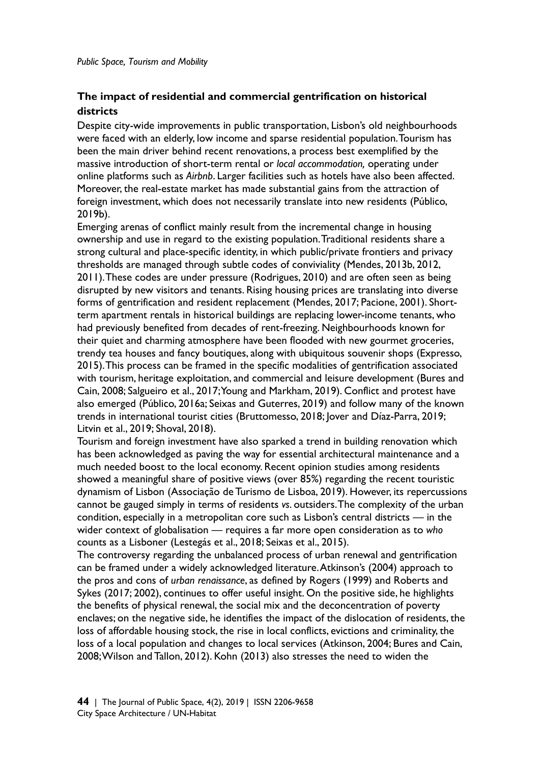## The impact of residential and commercial gentrification on historical districts

Despite city-wide improvements in public transportation, Lisbon's old neighbourhoods were faced with an elderly, low income and sparse residential population. Tourism has been the main driver behind recent renovations, a process best exemplified by the massive introduction of short-term rental or *local accommodation,* operating under online platforms such as *Airbnb*. Larger facilities such as hotels have also been affected. Moreover, the real-estate market has made substantial gains from the attraction of foreign investment, which does not necessarily translate into new residents (Público, 2019b).

Emerging arenas of conflict mainly result from the incremental change in housing ownership and use in regard to the existing population. Traditional residents share a strong cultural and place-specific identity, in which public/private frontiers and privacy thresholds are managed through subtle codes of conviviality (Mendes, 2013b, 2012, 2011). These codes are under pressure (Rodrigues, 2010) and are often seen as being disrupted by new visitors and tenants. Rising housing prices are translating into diverse forms of gentrification and resident replacement (Mendes, 2017; Pacione, 2001). Short-term apartment rentals in historical buildings are replacing lower-income tenants, who had previously benefited from decades of rent-freezing. Neighbourhoods known for their quiet and charming atmosphere have been flooded with new gourmet groceries, trendy tea houses and fancy boutiques, along with ubiquitous souvenir shops (Expresso, 2015). This process can be framed in the specific modalities of gentrification associated with tourism, heritage exploitation, and commercial and leisure development (Bures and Cain, 2008; Salgueiro et al., 2017; Young and Markham, 2019). Conflict and protest have also emerged (Público, 2016a; Seixas and Guterres, 2019) and follow many of the known trends in international tourist cities (Bruttomesso, 2018; Jover and Díaz-Parra, 2019; Litvin et al., 2019; Shoval, 2018).

Tourism and foreign investment have also sparked a trend in building renovation which has been acknowledged as paving the way for essential architectural maintenance and a much needed boost to the local economy. Recent opinion studies among residents showed a meaningful share of positive views (over 85%) regarding the recent touristic dynamism of Lisbon (Associação de Turismo de Lisboa, 2019). However, its repercussions cannot be gauged simply in terms of residents *vs.* outsiders. The complexity of the urban condition, especially in a metropolitan core such as Lisbon's central districts — in the wider context of globalisation — requires a far more open consideration as to *who* counts as a Lisboner (Lestegás et al., 2018; Seixas et al., 2015).

The controversy regarding the unbalanced process of urban renewal and gentrification can be framed under a widely acknowledged literature. Atkinson's (2004) approach to the pros and cons of *urban renaissance*, as defined by Rogers (1999) and Roberts and Sykes (2017; 2002), continues to offer useful insight. On the positive side, he highlights the benefits of physical renewal, the social mix and the deconcentration of poverty enclaves; on the negative side, he identifies the impact of the dislocation of residents, the loss of affordable housing stock, the rise in local conflicts, evictions and criminality, the loss of a local population and changes to local services (Atkinson, 2004; Bures and Cain, 2008; Wilson and Tallon, 2012). Kohn (2013) also stresses the need to widen the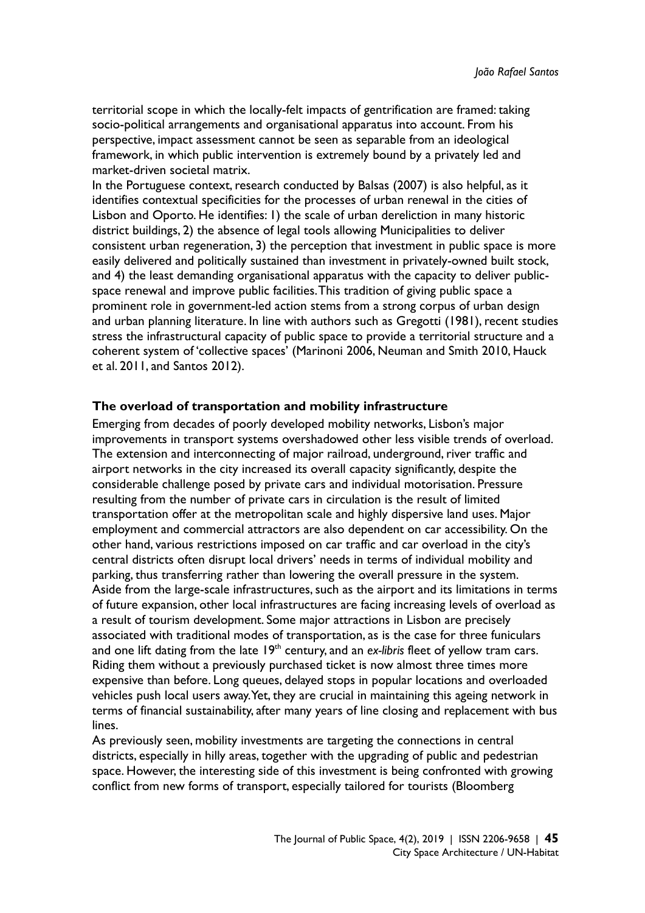territorial scope in which the locally-felt impacts of gentrification are framed: taking socio-political arrangements and organisational apparatus into account. From his perspective, impact assessment cannot be seen as separable from an ideological framework, in which public intervention is extremely bound by a privately led and market-driven societal matrix.

In the Portuguese context, research conducted by Balsas (2007) is also helpful, as it identifies contextual specificities for the processes of urban renewal in the cities of Lisbon and Oporto. He identifies: 1) the scale of urban dereliction in many historic district buildings, 2) the absence of legal tools allowing Municipalities to deliver consistent urban regeneration, 3) the perception that investment in public space is more easily delivered and politically sustained than investment in privately-owned built stock, and 4) the least demanding organisational apparatus with the capacity to deliver public-space renewal and improve public facilities. This tradition of giving public space a prominent role in government-led action stems from a strong corpus of urban design and urban planning literature. In line with authors such as Gregotti (1981), recent studies stress the infrastructural capacity of public space to provide a territorial structure and a coherent system of 'collective spaces' (Marinoni 2006, Neuman and Smith 2010, Hauck et al. 2011, and Santos 2012).

## The overload of transportation and mobility infrastructure

Emerging from decades of poorly developed mobility networks, Lisbon's major improvements in transport systems overshadowed other less visible trends of overload. The extension and interconnecting of major railroad, underground, river traffic and airport networks in the city increased its overall capacity significantly, despite the considerable challenge posed by private cars and individual motorisation. Pressure resulting from the number of private cars in circulation is the result of limited transportation offer at the metropolitan scale and highly dispersive land uses. Major employment and commercial attractors are also dependent on car accessibility. On the other hand, various restrictions imposed on car traffic and car overload in the city's central districts often disrupt local drivers' needs in terms of individual mobility and parking, thus transferring rather than lowering the overall pressure in the system.

Aside from the large-scale infrastructures, such as the airport and its limitations in terms of future expansion, other local infrastructures are facing increasing levels of overload as a result of tourism development. Some major attractions in Lisbon are precisely associated with traditional modes of transportation, as is the case for three funiculars and one lift dating from the late 19th century, and an *ex-libris* fleet of yellow tram cars. Riding them without a previously purchased ticket is now almost three times more expensive than before. Long queues, delayed stops in popular locations and overloaded vehicles push local users away. Yet, they are crucial in maintaining this ageing network in terms of financial sustainability, after many years of line closing and replacement with bus lines.

As previously seen, mobility investments are targeting the connections in central districts, especially in hilly areas, together with the upgrading of public and pedestrian space. However, the interesting side of this investment is being confronted with growing conflict from new forms of transport, especially tailored for tourists (Bloomberg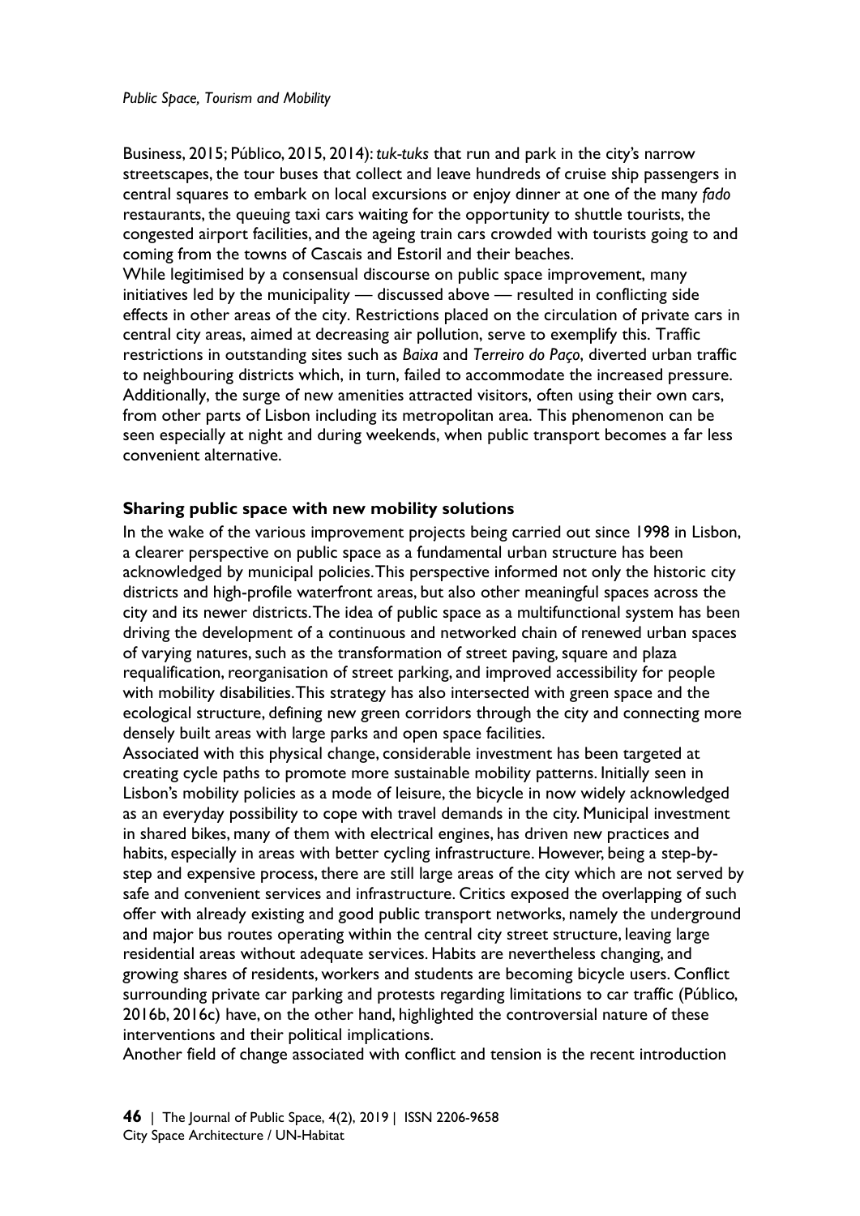Business, 2015; Público, 2015, 2014): *tuk-tuks* that run and park in the city's narrow streetscapes, the tour buses that collect and leave hundreds of cruise ship passengers in central squares to embark on local excursions or enjoy dinner at one of the many *fado* restaurants, the queuing taxi cars waiting for the opportunity to shuttle tourists, the congested airport facilities, and the ageing train cars crowded with tourists going to and coming from the towns of Cascais and Estoril and their beaches.

While legitimised by a consensual discourse on public space improvement, many initiatives led by the municipality — discussed above — resulted in conflicting side effects in other areas of the city. Restrictions placed on the circulation of private cars in central city areas, aimed at decreasing air pollution, serve to exemplify this. Traffic restrictions in outstanding sites such as *Baixa* and *Terreiro do Paço*, diverted urban traffic to neighbouring districts which, in turn, failed to accommodate the increased pressure. Additionally, the surge of new amenities attracted visitors, often using their own cars, from other parts of Lisbon including its metropolitan area. This phenomenon can be seen especially at night and during weekends, when public transport becomes a far less convenient alternative.

### Sharing public space with new mobility solutions

In the wake of the various improvement projects being carried out since 1998 in Lisbon, a clearer perspective on public space as a fundamental urban structure has been acknowledged by municipal policies. This perspective informed not only the historic city districts and high-profile waterfront areas, but also other meaningful spaces across the city and its newer districts. The idea of public space as a multifunctional system has been driving the development of a continuous and networked chain of renewed urban spaces of varying natures, such as the transformation of street paving, square and plaza requalification, reorganisation of street parking, and improved accessibility for people with mobility disabilities. This strategy has also intersected with green space and the ecological structure, defining new green corridors through the city and connecting more densely built areas with large parks and open space facilities.

Associated with this physical change, considerable investment has been targeted at creating cycle paths to promote more sustainable mobility patterns. Initially seen in Lisbon's mobility policies as a mode of leisure, the bicycle in now widely acknowledged as an everyday possibility to cope with travel demands in the city. Municipal investment in shared bikes, many of them with electrical engines, has driven new practices and habits, especially in areas with better cycling infrastructure. However, being a step-by-step and expensive process, there are still large areas of the city which are not served by safe and convenient services and infrastructure. Critics exposed the overlapping of such offer with already existing and good public transport networks, namely the underground and major bus routes operating within the central city street structure, leaving large residential areas without adequate services. Habits are nevertheless changing, and growing shares of residents, workers and students are becoming bicycle users. Conflict surrounding private car parking and protests regarding limitations to car traffic (Público, 2016b, 2016c) have, on the other hand, highlighted the controversial nature of these interventions and their political implications.

Another field of change associated with conflict and tension is the recent introduction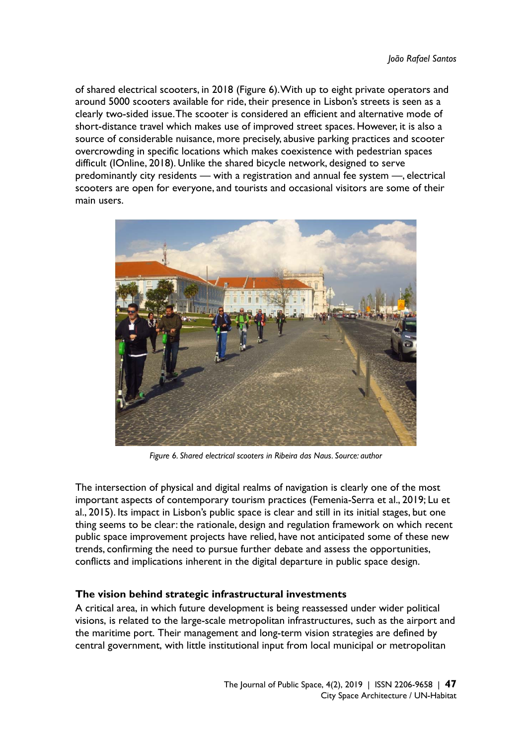of shared electrical scooters, in 2018 (Figure 6). With up to eight private operators and around 5000 scooters available for ride, their presence in Lisbon's streets is seen as a clearly two-sided issue. The scooter is considered an efficient and alternative mode of short-distance travel which makes use of improved street spaces. However, it is also a source of considerable nuisance, more precisely, abusive parking practices and scooter overcrowding in specific locations which makes coexistence with pedestrian spaces difficult (IOnline, 2018). Unlike the shared bicycle network, designed to serve predominantly city residents — with a registration and annual fee system —, electrical scooters are open for everyone, and tourists and occasional visitors are some of their main users.

*Figure 6. Shared electrical scooters in Ribeira das Naus. Source: author*

The intersection of physical and digital realms of navigation is clearly one of the most important aspects of contemporary tourism practices (Femenia-Serra et al., 2019; Lu et al., 2015). Its impact in Lisbon's public space is clear and still in its initial stages, but one thing seems to be clear: the rationale, design and regulation framework on which recent public space improvement projects have relied, have not anticipated some of these new trends, confirming the need to pursue further debate and assess the opportunities, conflicts and implications inherent in the digital departure in public space design.

## The vision behind strategic infrastructural investments

A critical area, in which future development is being reassessed under wider political visions, is related to the large-scale metropolitan infrastructures, such as the airport and the maritime port. Their management and long-term vision strategies are defined by central government, with little institutional input from local municipal or metropolitan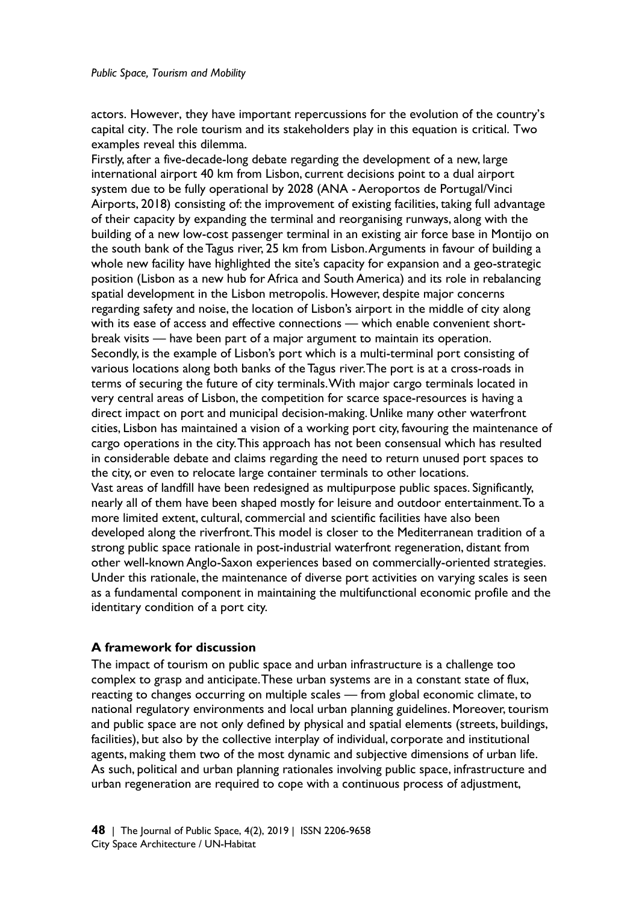actors. However, they have important repercussions for the evolution of the country's capital city. The role tourism and its stakeholders play in this equation is critical. Two examples reveal this dilemma.

Firstly, after a five-decade-long debate regarding the development of a new, large international airport 40 km from Lisbon, current decisions point to a dual airport system due to be fully operational by 2028 (ANA - Aeroportos de Portugal/Vinci Airports, 2018) consisting of: the improvement of existing facilities, taking full advantage of their capacity by expanding the terminal and reorganising runways, along with the building of a new low-cost passenger terminal in an existing air force base in Montijo on the south bank of the Tagus river, 25 km from Lisbon. Arguments in favour of building a whole new facility have highlighted the site's capacity for expansion and a geo-strategic position (Lisbon as a new hub for Africa and South America) and its role in rebalancing spatial development in the Lisbon metropolis. However, despite major concerns regarding safety and noise, the location of Lisbon's airport in the middle of city along with its ease of access and effective connections — which enable convenient short-break visits — have been part of a major argument to maintain its operation.

Secondly, is the example of Lisbon's port which is a multi-terminal port consisting of various locations along both banks of the Tagus river. The port is at a cross-roads in terms of securing the future of city terminals. With major cargo terminals located in very central areas of Lisbon, the competition for scarce space-resources is having a direct impact on port and municipal decision-making. Unlike many other waterfront cities, Lisbon has maintained a vision of a working port city, favouring the maintenance of cargo operations in the city. This approach has not been consensual which has resulted in considerable debate and claims regarding the need to return unused port spaces to the city, or even to relocate large container terminals to other locations.

Vast areas of landfill have been redesigned as multipurpose public spaces. Significantly, nearly all of them have been shaped mostly for leisure and outdoor entertainment. To a more limited extent, cultural, commercial and scientific facilities have also been developed along the riverfront. This model is closer to the Mediterranean tradition of a strong public space rationale in post-industrial waterfront regeneration, distant from other well-known Anglo-Saxon experiences based on commercially-oriented strategies. Under this rationale, the maintenance of diverse port activities on varying scales is seen as a fundamental component in maintaining the multifunctional economic profile and the identitary condition of a port city.

## A framework for discussion

The impact of tourism on public space and urban infrastructure is a challenge too complex to grasp and anticipate. These urban systems are in a constant state of flux, reacting to changes occurring on multiple scales — from global economic climate, to national regulatory environments and local urban planning guidelines. Moreover, tourism and public space are not only defined by physical and spatial elements (streets, buildings, facilities), but also by the collective interplay of individual, corporate and institutional agents, making them two of the most dynamic and subjective dimensions of urban life. As such, political and urban planning rationales involving public space, infrastructure and urban regeneration are required to cope with a continuous process of adjustment,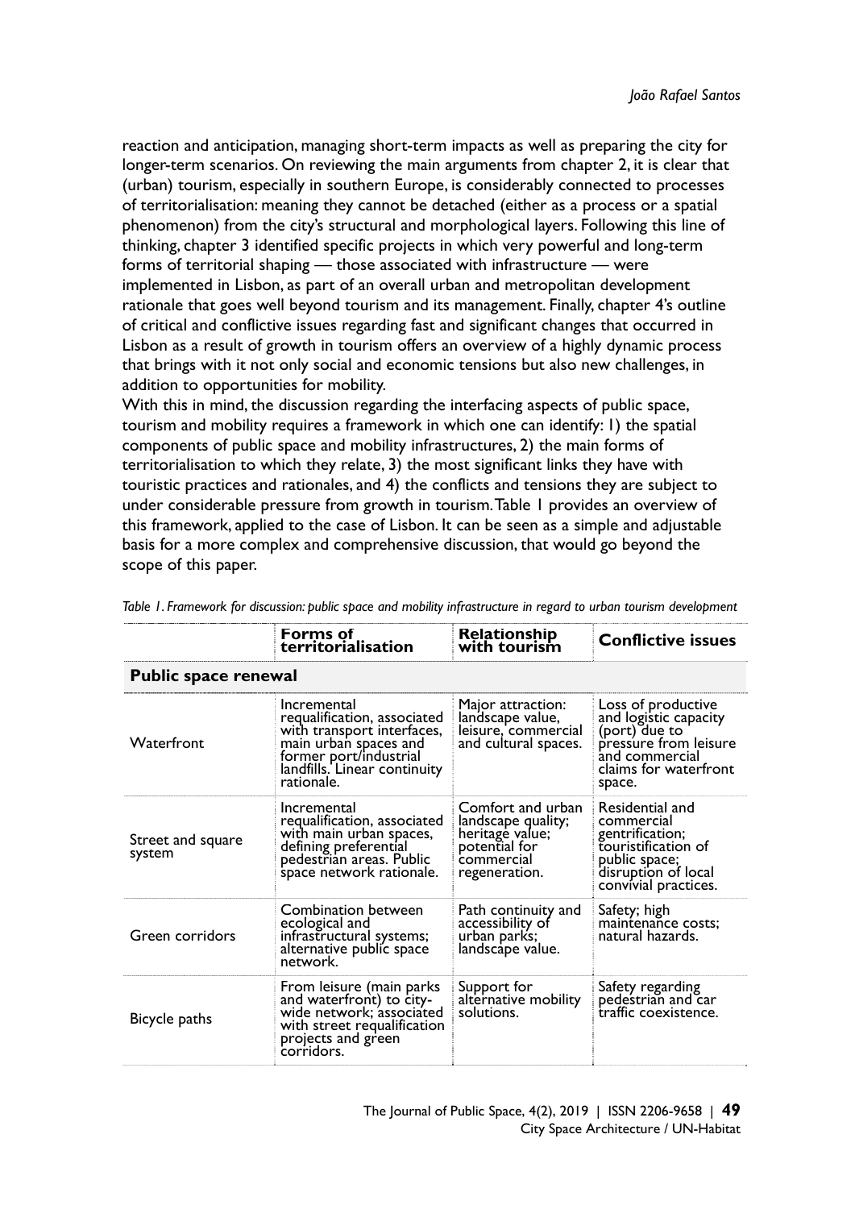reaction and anticipation, managing short-term impacts as well as preparing the city for longer-term scenarios. On reviewing the main arguments from chapter 2, it is clear that (urban) tourism, especially in southern Europe, is considerably connected to processes of territorialisation: meaning they cannot be detached (either as a process or a spatial phenomenon) from the city's structural and morphological layers. Following this line of thinking, chapter 3 identified specific projects in which very powerful and long-term forms of territorial shaping — those associated with infrastructure — were implemented in Lisbon, as part of an overall urban and metropolitan development rationale that goes well beyond tourism and its management. Finally, chapter 4's outline of critical and conflictive issues regarding fast and significant changes that occurred in Lisbon as a result of growth in tourism offers an overview of a highly dynamic process that brings with it not only social and economic tensions but also new challenges, in addition to opportunities for mobility.

With this in mind, the discussion regarding the interfacing aspects of public space, tourism and mobility requires a framework in which one can identify: 1) the spatial components of public space and mobility infrastructures, 2) the main forms of territorialisation to which they relate, 3) the most significant links they have with touristic practices and rationales, and 4) the conflicts and tensions they are subject to under considerable pressure from growth in tourism. Table 1 provides an overview of this framework, applied to the case of Lisbon. It can be seen as a simple and adjustable basis for a more complex and comprehensive discussion, that would go beyond the scope of this paper.

*Table 1. Framework for discussion: public space and mobility infrastructure in regard to urban tourism development*

| | **Forms of territorialisation** | **Relationship with tourism** | **Conflictive issues** |
|---|---|---|---|
| **Public space renewal** | | | |
| Waterfront | Incremental requalification, associated with transport interfaces, main urban spaces and former port/industrial landfills. Linear continuity rationale. | Major attraction: landscape value, leisure, commercial and cultural spaces. | Loss of productive and logistic capacity (port) due to pressure from leisure and commercial claims for waterfront space. |
| Street and square system | Incremental requalification, associated with main urban spaces, defining preferential pedestrian areas. Public space network rationale. | Comfort and urban landscape quality; heritage value; potential for commercial regeneration. | Residential and commercial gentrification; touristification of public space; disruption of local convivial practices. |
| Green corridors | Combination between ecological and infrastructural systems; alternative public space network. | Path continuity and accessibility of urban parks; landscape value. | Safety; high maintenance costs; natural hazards. |
| Bicycle paths | From leisure (main parks and waterfront) to city-wide network; associated with street requalification projects and green corridors. | Support for alternative mobility solutions. | Safety regarding pedestrian and car traffic coexistence. |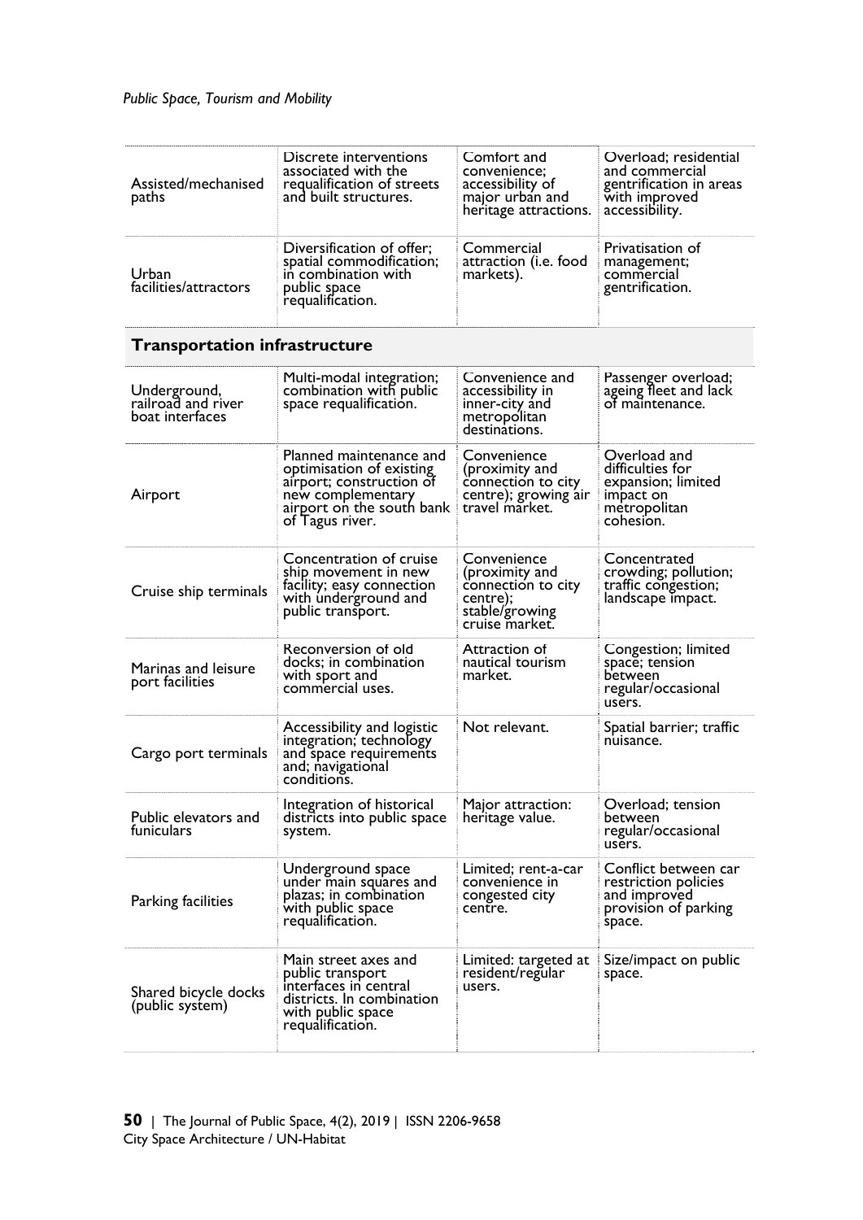| | | | |
|---|---|---|---|
| Assisted/mechanised paths | Discrete interventions associated with the requalification of streets and built structures. | Comfort and convenience; accessibility of major urban and heritage attractions. | Overload; residential and commercial gentrification in areas with improved accessibility. |
| Urban facilities/attractors | Diversification of offer; spatial commodification; in combination with public space requalification. | Commercial attraction (i.e. food markets). | Privatisation of management; commercial gentrification. |
| **Transportation infrastructure** | | | |
| Underground, railroad and river boat interfaces | Multi-modal integration; combination with public space requalification. | Convenience and accessibility in inner-city and metropolitan destinations. | Passenger overload; ageing fleet and lack of maintenance. |
| Airport | Planned maintenance and optimisation of existing airport; construction of new complementary airport on the south bank of Tagus river. | Convenience (proximity and connection to city centre); growing air travel market. | Overload and difficulties for expansion; limited impact on metropolitan cohesion. |
| Cruise ship terminals | Concentration of cruise ship movement in new facility; easy connection with underground and public transport. | Convenience (proximity and connection to city centre); stable/growing cruise market. | Concentrated crowding; pollution; traffic congestion; landscape impact. |
| Marinas and leisure port facilities | Reconversion of old docks; in combination with sport and commercial uses. | Attraction of nautical tourism market. | Congestion; limited space; tension between regular/occasional users. |
| Cargo port terminals | Accessibility and logistic integration; technology and space requirements and; navigational conditions. | Not relevant. | Spatial barrier; traffic nuisance. |
| Public elevators and funiculars | Integration of historical districts into public space system. | Major attraction: heritage value. | Overload; tension between regular/occasional users. |
| Parking facilities | Underground space under main squares and plazas; in combination with public space requalification. | Limited; rent-a-car convenience in congested city centre. | Conflict between car restriction policies and improved provision of parking space. |
| Shared bicycle docks (public system) | Main street axes and public transport interfaces in central districts. In combination with public space requalification. | Limited: targeted at resident/regular users. | Size/impact on public space. |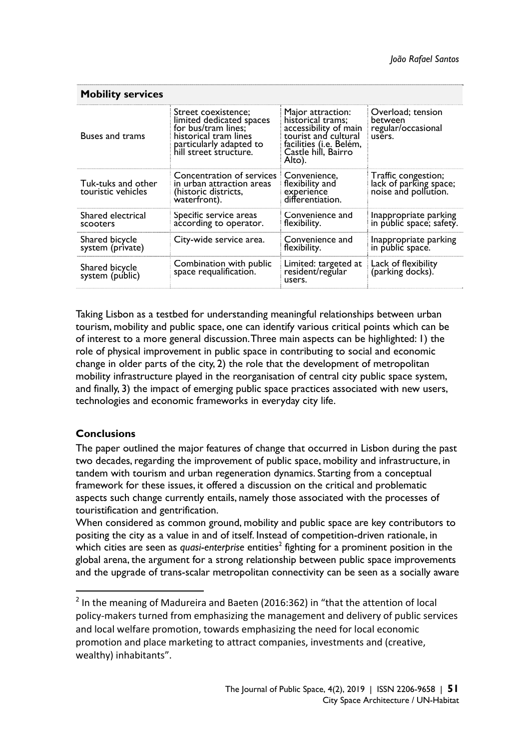| Mobility services | | | |
|---|---|---|---|
| Buses and trams | Street coexistence; limited dedicated spaces for bus/tram lines; historical tram lines particularly adapted to hill street structure. | Major attraction: historical trams; accessibility of main tourist and cultural facilities (i.e. Belém, Castle hill, Bairro Alto). | Overload; tension between regular/occasional users. |
| Tuk-tuks and other touristic vehicles | Concentration of services in urban attraction areas (historic districts, waterfront). | Convenience, flexibility and experience differentiation. | Traffic congestion; lack of parking space; noise and pollution. |
| Shared electrical scooters | Specific service areas according to operator. | Convenience and flexibility. | Inappropriate parking in public space; safety. |
| Shared bicycle system (private) | City-wide service area. | Convenience and flexibility. | Inappropriate parking in public space. |
| Shared bicycle system (public) | Combination with public space requalification. | Limited: targeted at resident/regular users. | Lack of flexibility (parking docks). |

Taking Lisbon as a testbed for understanding meaningful relationships between urban tourism, mobility and public space, one can identify various critical points which can be of interest to a more general discussion. Three main aspects can be highlighted: 1) the role of physical improvement in public space in contributing to social and economic change in older parts of the city, 2) the role that the development of metropolitan mobility infrastructure played in the reorganisation of central city public space system, and finally, 3) the impact of emerging public space practices associated with new users, technologies and economic frameworks in everyday city life.

## Conclusions

The paper outlined the major features of change that occurred in Lisbon during the past two decades, regarding the improvement of public space, mobility and infrastructure, in tandem with tourism and urban regeneration dynamics. Starting from a conceptual framework for these issues, it offered a discussion on the critical and problematic aspects such change currently entails, namely those associated with the processes of touristification and gentrification.

When considered as common ground, mobility and public space are key contributors to positing the city as a value in and of itself. Instead of competition-driven rationale, in which cities are seen as *quasi-enterprise* entities[2] fighting for a prominent position in the global arena, the argument for a strong relationship between public space improvements and the upgrade of trans-scalar metropolitan connectivity can be seen as a socially aware

[2] In the meaning of Madureira and Baeten (2016:362) in "that the attention of local policy-makers turned from emphasizing the management and delivery of public services and local welfare promotion, towards emphasizing the need for local economic promotion and place marketing to attract companies, investments and (creative, wealthy) inhabitants".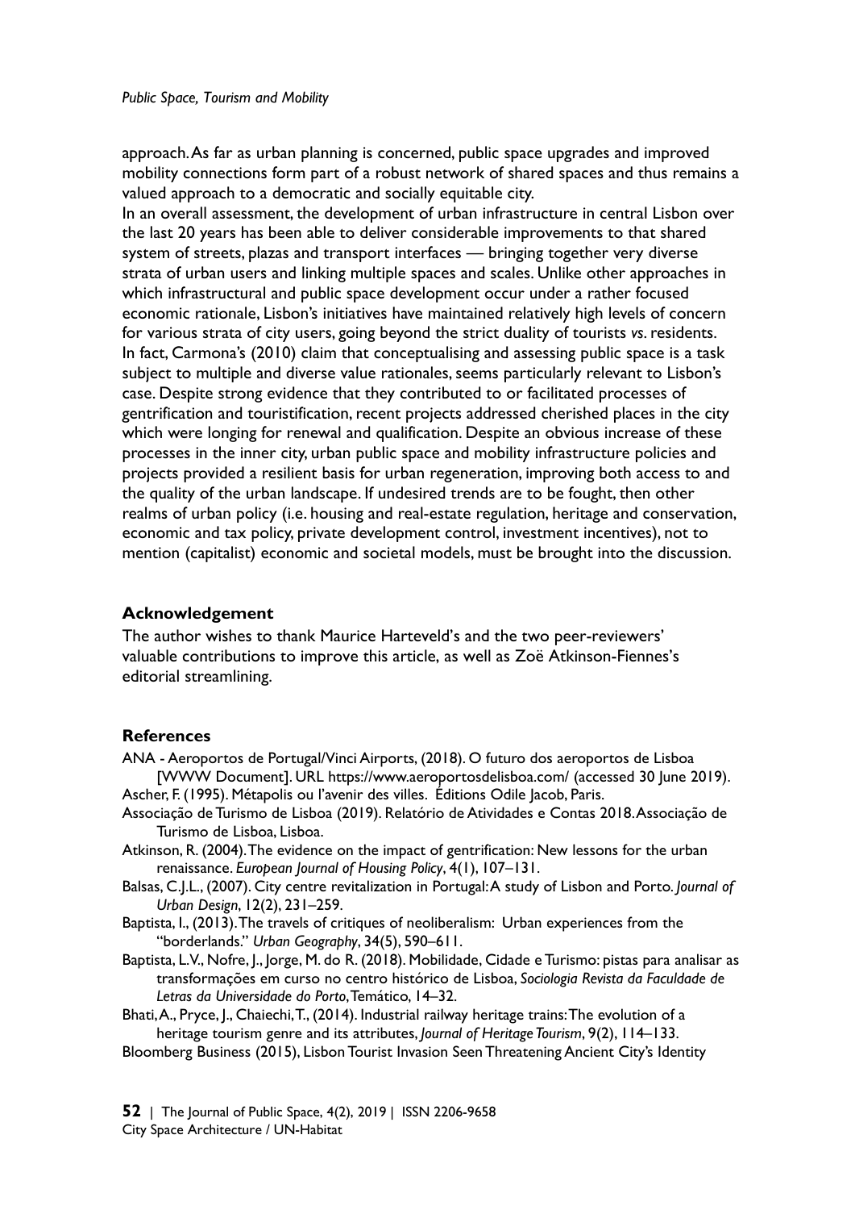approach. As far as urban planning is concerned, public space upgrades and improved mobility connections form part of a robust network of shared spaces and thus remains a valued approach to a democratic and socially equitable city.

In an overall assessment, the development of urban infrastructure in central Lisbon over the last 20 years has been able to deliver considerable improvements to that shared system of streets, plazas and transport interfaces — bringing together very diverse strata of urban users and linking multiple spaces and scales. Unlike other approaches in which infrastructural and public space development occur under a rather focused economic rationale, Lisbon's initiatives have maintained relatively high levels of concern for various strata of city users, going beyond the strict duality of tourists *vs.* residents. In fact, Carmona's (2010) claim that conceptualising and assessing public space is a task subject to multiple and diverse value rationales, seems particularly relevant to Lisbon's case. Despite strong evidence that they contributed to or facilitated processes of gentrification and touristification, recent projects addressed cherished places in the city which were longing for renewal and qualification. Despite an obvious increase of these processes in the inner city, urban public space and mobility infrastructure policies and projects provided a resilient basis for urban regeneration, improving both access to and the quality of the urban landscape. If undesired trends are to be fought, then other realms of urban policy (i.e. housing and real-estate regulation, heritage and conservation, economic and tax policy, private development control, investment incentives), not to mention (capitalist) economic and societal models, must be brought into the discussion.

## Acknowledgement

The author wishes to thank Maurice Harteveld's and the two peer-reviewers' valuable contributions to improve this article, as well as Zoë Atkinson-Fiennes's editorial streamlining.

## References

ANA - Aeroportos de Portugal/Vinci Airports, (2018). O futuro dos aeroportos de Lisboa [WWW Document]. URL https://www.aeroportosdelisboa.com/ (accessed 30 June 2019).

Ascher, F. (1995). Métapolis ou l'avenir des villes. Éditions Odile Jacob, Paris.

Associação de Turismo de Lisboa (2019). Relatório de Atividades e Contas 2018. Associação de Turismo de Lisboa, Lisboa.

Atkinson, R. (2004). The evidence on the impact of gentrification: New lessons for the urban renaissance. *European Journal of Housing Policy*, 4(1), 107–131.

Balsas, C.J.L., (2007). City centre revitalization in Portugal: A study of Lisbon and Porto. *Journal of Urban Design*, 12(2), 231–259.

Baptista, I., (2013). The travels of critiques of neoliberalism: Urban experiences from the "borderlands." *Urban Geography*, 34(5), 590–611.

Baptista, L.V., Nofre, J., Jorge, M. do R. (2018). Mobilidade, Cidade e Turismo: pistas para analisar as transformações em curso no centro histórico de Lisboa, *Sociologia Revista da Faculdade de Letras da Universidade do Porto*, Temático, 14–32.

Bhati, A., Pryce, J., Chaiechi, T., (2014). Industrial railway heritage trains: The evolution of a heritage tourism genre and its attributes, *Journal of Heritage Tourism*, 9(2), 114–133.

Bloomberg Business (2015), Lisbon Tourist Invasion Seen Threatening Ancient City's Identity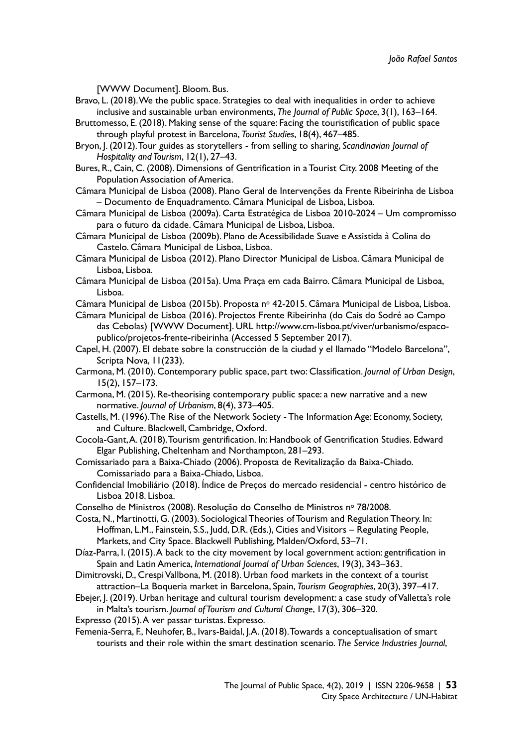[WWW Document]. Bloom. Bus.

Bravo, L. (2018). We the public space. Strategies to deal with inequalities in order to achieve inclusive and sustainable urban environments, *The Journal of Public Space*, 3(1), 163–164.

Bruttomesso, E. (2018). Making sense of the square: Facing the touristification of public space through playful protest in Barcelona, *Tourist Studies*, 18(4), 467–485.

Bryon, J. (2012). Tour guides as storytellers - from selling to sharing, *Scandinavian Journal of Hospitality and Tourism*, 12(1), 27–43.

Bures, R., Cain, C. (2008). Dimensions of Gentrification in a Tourist City. 2008 Meeting of the Population Association of America.

Câmara Municipal de Lisboa (2008). Plano Geral de Intervenções da Frente Ribeirinha de Lisboa – Documento de Enquadramento. Câmara Municipal de Lisboa, Lisboa.

Câmara Municipal de Lisboa (2009a). Carta Estratégica de Lisboa 2010-2024 – Um compromisso para o futuro da cidade. Câmara Municipal de Lisboa, Lisboa.

Câmara Municipal de Lisboa (2009b). Plano de Acessibilidade Suave e Assistida à Colina do Castelo. Câmara Municipal de Lisboa, Lisboa.

Câmara Municipal de Lisboa (2012). Plano Director Municipal de Lisboa. Câmara Municipal de Lisboa, Lisboa.

Câmara Municipal de Lisboa (2015a). Uma Praça em cada Bairro. Câmara Municipal de Lisboa, Lisboa.

Câmara Municipal de Lisboa (2015b). Proposta nº 42-2015. Câmara Municipal de Lisboa, Lisboa.

Câmara Municipal de Lisboa (2016). Projectos Frente Ribeirinha (do Cais do Sodré ao Campo das Cebolas) [WWW Document]. URL http://www.cm-lisboa.pt/viver/urbanismo/espaco-publico/projetos-frente-ribeirinha (Accessed 5 September 2017).

Capel, H. (2007). El debate sobre la construcción de la ciudad y el llamado "Modelo Barcelona", Scripta Nova, 11(233).

Carmona, M. (2010). Contemporary public space, part two: Classification. *Journal of Urban Design*, 15(2), 157–173.

Carmona, M. (2015). Re-theorising contemporary public space: a new narrative and a new normative. *Journal of Urbanism*, 8(4), 373–405.

Castells, M. (1996). The Rise of the Network Society - The Information Age: Economy, Society, and Culture. Blackwell, Cambridge, Oxford.

Cocola-Gant, A. (2018). Tourism gentrification. In: Handbook of Gentrification Studies. Edward Elgar Publishing, Cheltenham and Northampton, 281–293.

Comissariado para a Baixa-Chiado (2006). Proposta de Revitalização da Baixa-Chiado. Comissariado para a Baixa-Chiado, Lisboa.

Confidencial Imobiliário (2018). Índice de Preços do mercado residencial - centro histórico de Lisboa 2018. Lisboa.

Conselho de Ministros (2008). Resolução do Conselho de Ministros nº 78/2008.

Costa, N., Martinotti, G. (2003). Sociological Theories of Tourism and Regulation Theory. In: Hoffman, L.M., Fainstein, S.S., Judd, D.R. (Eds.), Cities and Visitors – Regulating People, Markets, and City Space. Blackwell Publishing, Malden/Oxford, 53–71.

Díaz-Parra, I. (2015). A back to the city movement by local government action: gentrification in Spain and Latin America, *International Journal of Urban Sciences*, 19(3), 343–363.

Dimitrovski, D., Crespi Vallbona, M. (2018). Urban food markets in the context of a tourist attraction–La Boqueria market in Barcelona, Spain, *Tourism Geographies*, 20(3), 397–417.

Ebejer, J. (2019). Urban heritage and cultural tourism development: a case study of Valletta's role in Malta's tourism. *Journal of Tourism and Cultural Change*, 17(3), 306–320.

Expresso (2015). A ver passar turistas. Expresso.

Femenia-Serra, F., Neuhofer, B., Ivars-Baidal, J.A. (2018). Towards a conceptualisation of smart tourists and their role within the smart destination scenario. *The Service Industries Journal*,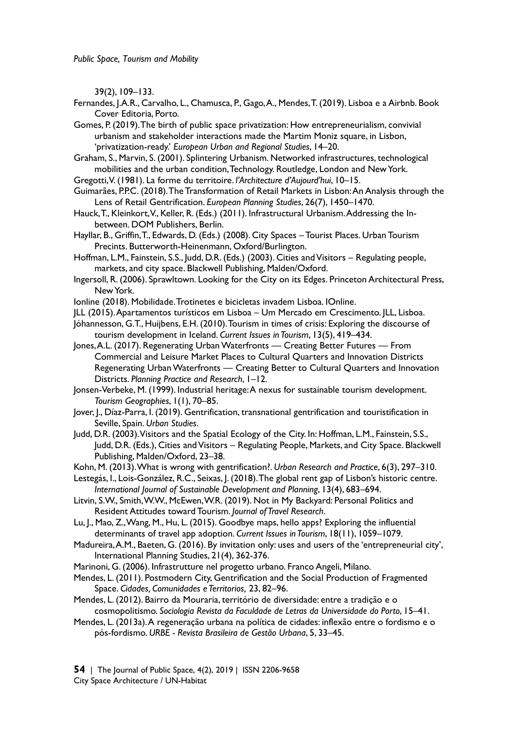39(2), 109–133.

Fernandes, J.A.R., Carvalho, L., Chamusca, P., Gago, A., Mendes, T. (2019). Lisboa e a Airbnb. Book Cover Editoria, Porto.

Gomes, P. (2019). The birth of public space privatization: How entrepreneurialism, convivial urbanism and stakeholder interactions made the Martim Moniz square, in Lisbon, 'privatization-ready.' *European Urban and Regional Studies*, 14–20.

Graham, S., Marvin, S. (2001). Splintering Urbanism. Networked infrastructures, technological mobilities and the urban condition, Technology. Routledge, London and New York.

Gregotti, V. (1981). La forme du territoire. *l'Architecture d'Aujourd'hui*, 10–15.

Guimarães, P.P.C. (2018). The Transformation of Retail Markets in Lisbon: An Analysis through the Lens of Retail Gentrification. *European Planning Studies*, 26(7), 1450–1470.

Hauck, T., Kleinkort, V., Keller, R. (Eds.) (2011). Infrastructural Urbanism. Addressing the In-between. DOM Publishers, Berlin.

Hayllar, B., Griffin, T., Edwards, D. (Eds.) (2008). City Spaces – Tourist Places. Urban Tourism Precints. Butterworth-Heinenmann, Oxford/Burlington.

Hoffman, L.M., Fainstein, S.S., Judd, D.R. (Eds.) (2003). Cities and Visitors – Regulating people, markets, and city space. Blackwell Publishing, Malden/Oxford.

Ingersoll, R. (2006). Sprawltown. Looking for the City on its Edges. Princeton Architectural Press, New York.

Ionline (2018). Mobilidade. Trotinetes e bicicletas invadem Lisboa. IOnline.

JLL (2015). Apartamentos turísticos em Lisboa – Um Mercado em Crescimento. JLL, Lisboa.

Jóhannesson, G.T., Huijbens, E.H. (2010). Tourism in times of crisis: Exploring the discourse of tourism development in Iceland. *Current Issues in Tourism*, 13(5), 419–434.

Jones, A.L. (2017). Regenerating Urban Waterfronts — Creating Better Futures — From Commercial and Leisure Market Places to Cultural Quarters and Innovation Districts Regenerating Urban Waterfronts — Creating Better to Cultural Quarters and Innovation Districts. *Planning Practice and Research*, 1–12.

Jonsen-Verbeke, M. (1999). Industrial heritage: A nexus for sustainable tourism development. *Tourism Geographies*, 1(1), 70–85.

Jover, J., Díaz-Parra, I. (2019). Gentrification, transnational gentrification and touristification in Seville, Spain. *Urban Studies*.

Judd, D.R. (2003). Visitors and the Spatial Ecology of the City. In: Hoffman, L.M., Fainstein, S.S., Judd, D.R. (Eds.), Cities and Visitors – Regulating People, Markets, and City Space. Blackwell Publishing, Malden/Oxford, 23–38.

Kohn, M. (2013). What is wrong with gentrification?. *Urban Research and Practice*, 6(3), 297–310.

Lestegás, I., Lois-González, R.C., Seixas, J. (2018). The global rent gap of Lisbon's historic centre. *International Journal of Sustainable Development and Planning*, 13(4), 683–694.

Litvin, S.W., Smith, W.W., McEwen, W.R. (2019). Not in My Backyard: Personal Politics and Resident Attitudes toward Tourism. *Journal of Travel Research*.

Lu, J., Mao, Z., Wang, M., Hu, L. (2015). Goodbye maps, hello apps? Exploring the influential determinants of travel app adoption. *Current Issues in Tourism*, 18(11), 1059–1079.

Madureira, A.M., Baeten, G. (2016). By invitation only: uses and users of the 'entrepreneurial city', International Planning Studies, 21(4), 362-376.

Marinoni, G. (2006). Infrastrutture nel progetto urbano. Franco Angeli, Milano.

Mendes, L. (2011). Postmodern City, Gentrification and the Social Production of Fragmented Space. *Cidades, Comunidades e Territorios,* 23, 82–96.

Mendes, L. (2012). Bairro da Mouraria, território de diversidade: entre a tradição e o cosmopolitismo. *Sociologia Revista da Faculdade de Letras da Universidade do Porto*, 15–41.

Mendes, L. (2013a). A regeneração urbana na política de cidades: inflexão entre o fordismo e o pós-fordismo. *URBE - Revista Brasileira de Gestão Urbana*, 5, 33–45.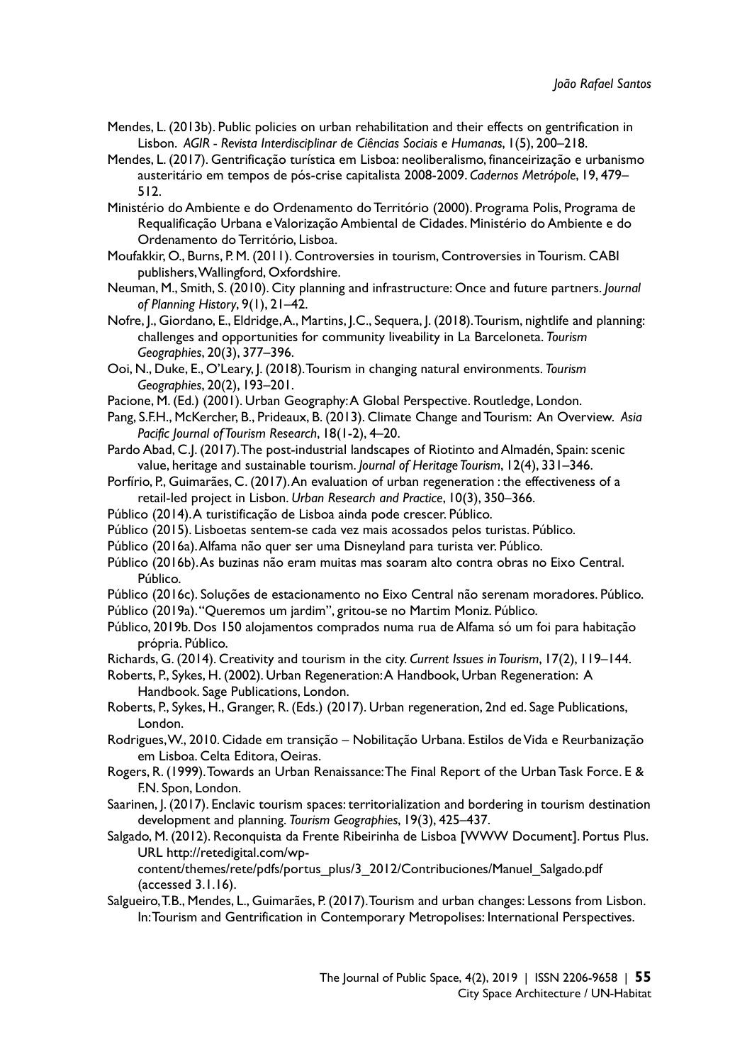Mendes, L. (2013b). Public policies on urban rehabilitation and their effects on gentrification in Lisbon. *AGIR - Revista Interdisciplinar de Ciências Sociais e Humanas*, 1(5), 200–218.

Mendes, L. (2017). Gentrificação turística em Lisboa: neoliberalismo, financeirização e urbanismo austeritário em tempos de pós-crise capitalista 2008-2009. *Cadernos Metrópole*, 19, 479–512.

Ministério do Ambiente e do Ordenamento do Território (2000). Programa Polis, Programa de Requalificação Urbana e Valorização Ambiental de Cidades. Ministério do Ambiente e do Ordenamento do Território, Lisboa.

Moufakkir, O., Burns, P. M. (2011). Controversies in tourism, Controversies in Tourism. CABI publishers, Wallingford, Oxfordshire.

Neuman, M., Smith, S. (2010). City planning and infrastructure: Once and future partners. *Journal of Planning History*, 9(1), 21–42.

Nofre, J., Giordano, E., Eldridge, A., Martins, J.C., Sequera, J. (2018). Tourism, nightlife and planning: challenges and opportunities for community liveability in La Barceloneta. *Tourism Geographies*, 20(3), 377–396.

Ooi, N., Duke, E., O'Leary, J. (2018). Tourism in changing natural environments. *Tourism Geographies*, 20(2), 193–201.

Pacione, M. (Ed.) (2001). Urban Geography: A Global Perspective. Routledge, London.

Pang, S.F.H., McKercher, B., Prideaux, B. (2013). Climate Change and Tourism: An Overview. *Asia Pacific Journal of Tourism Research*, 18(1-2), 4–20.

Pardo Abad, C.J. (2017). The post-industrial landscapes of Riotinto and Almadén, Spain: scenic value, heritage and sustainable tourism. *Journal of Heritage Tourism*, 12(4), 331–346.

Porfírio, P., Guimarães, C. (2017). An evaluation of urban regeneration : the effectiveness of a retail-led project in Lisbon. *Urban Research and Practice*, 10(3), 350–366.

Público (2014). A turistificação de Lisboa ainda pode crescer. Público.

Público (2015). Lisboetas sentem-se cada vez mais acossados pelos turistas. Público.

Público (2016a). Alfama não quer ser uma Disneyland para turista ver. Público.

Público (2016b). As buzinas não eram muitas mas soaram alto contra obras no Eixo Central. Público.

Público (2016c). Soluções de estacionamento no Eixo Central não serenam moradores. Público.

Público (2019a). "Queremos um jardim", gritou-se no Martim Moniz. Público.

Público, 2019b. Dos 150 alojamentos comprados numa rua de Alfama só um foi para habitação própria. Público.

Richards, G. (2014). Creativity and tourism in the city. *Current Issues in Tourism*, 17(2), 119–144.

Roberts, P., Sykes, H. (2002). Urban Regeneration: A Handbook, Urban Regeneration: A Handbook. Sage Publications, London.

Roberts, P., Sykes, H., Granger, R. (Eds.) (2017). Urban regeneration, 2nd ed. Sage Publications, London.

Rodrigues, W., 2010. Cidade em transição – Nobilitação Urbana. Estilos de Vida e Reurbanização em Lisboa. Celta Editora, Oeiras.

Rogers, R. (1999). Towards an Urban Renaissance: The Final Report of the Urban Task Force. E & F.N. Spon, London.

Saarinen, J. (2017). Enclavic tourism spaces: territorialization and bordering in tourism destination development and planning. *Tourism Geographies*, 19(3), 425–437.

Salgado, M. (2012). Reconquista da Frente Ribeirinha de Lisboa [WWW Document]. Portus Plus. URL http://retedigital.com/wp-content/themes/rete/pdfs/portus_plus/3_2012/Contribuciones/Manuel_Salgado.pdf (accessed 3.1.16).

Salgueiro, T.B., Mendes, L., Guimarães, P. (2017). Tourism and urban changes: Lessons from Lisbon. In: Tourism and Gentrification in Contemporary Metropolises: International Perspectives.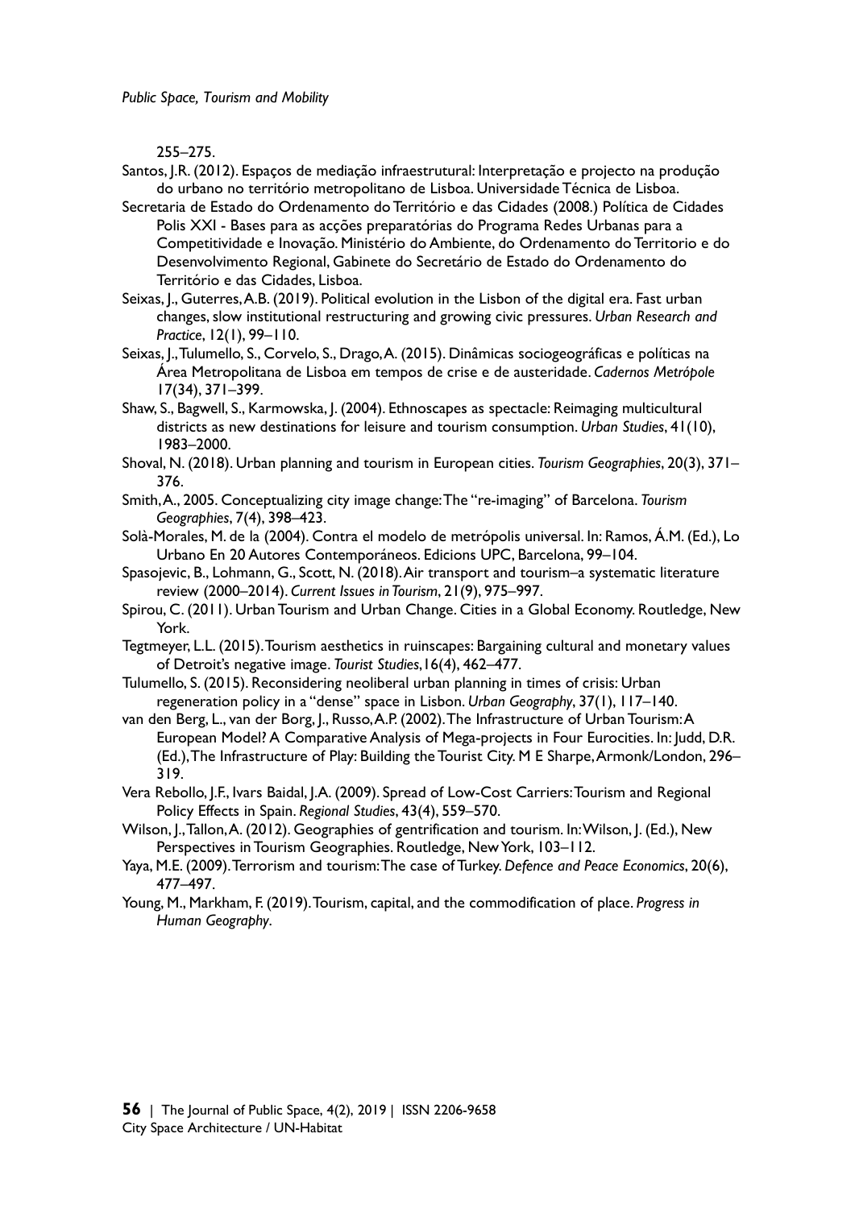255–275.

Santos, J.R. (2012). Espaços de mediação infraestrutural: Interpretação e projecto na produção do urbano no território metropolitano de Lisboa. Universidade Técnica de Lisboa.

Secretaria de Estado do Ordenamento do Território e das Cidades (2008.) Política de Cidades Polis XXI - Bases para as acções preparatórias do Programa Redes Urbanas para a Competitividade e Inovação. Ministério do Ambiente, do Ordenamento do Territorio e do Desenvolvimento Regional, Gabinete do Secretário de Estado do Ordenamento do Território e das Cidades, Lisboa.

Seixas, J., Guterres, A.B. (2019). Political evolution in the Lisbon of the digital era. Fast urban changes, slow institutional restructuring and growing civic pressures. *Urban Research and Practice*, 12(1), 99–110.

Seixas, J., Tulumello, S., Corvelo, S., Drago, A. (2015). Dinâmicas sociogeográficas e políticas na Área Metropolitana de Lisboa em tempos de crise e de austeridade. *Cadernos Metrópole* 17(34), 371–399.

Shaw, S., Bagwell, S., Karmowska, J. (2004). Ethnoscapes as spectacle: Reimaging multicultural districts as new destinations for leisure and tourism consumption. *Urban Studies*, 41(10), 1983–2000.

Shoval, N. (2018). Urban planning and tourism in European cities. *Tourism Geographies*, 20(3), 371–376.

Smith, A., 2005. Conceptualizing city image change: The "re-imaging" of Barcelona. *Tourism Geographies*, 7(4), 398–423.

Solà-Morales, M. de la (2004). Contra el modelo de metrópolis universal. In: Ramos, Á.M. (Ed.), Lo Urbano En 20 Autores Contemporáneos. Edicions UPC, Barcelona, 99–104.

Spasojevic, B., Lohmann, G., Scott, N. (2018). Air transport and tourism–a systematic literature review (2000–2014). *Current Issues in Tourism*, 21(9), 975–997.

Spirou, C. (2011). Urban Tourism and Urban Change. Cities in a Global Economy. Routledge, New York.

Tegtmeyer, L.L. (2015). Tourism aesthetics in ruinscapes: Bargaining cultural and monetary values of Detroit's negative image. *Tourist Studies*, 16(4), 462–477.

Tulumello, S. (2015). Reconsidering neoliberal urban planning in times of crisis: Urban regeneration policy in a "dense" space in Lisbon. *Urban Geography*, 37(1), 117–140.

van den Berg, L., van der Borg, J., Russo, A.P. (2002). The Infrastructure of Urban Tourism: A European Model? A Comparative Analysis of Mega-projects in Four Eurocities. In: Judd, D.R. (Ed.), The Infrastructure of Play: Building the Tourist City. M E Sharpe, Armonk/London, 296–319.

Vera Rebollo, J.F., Ivars Baidal, J.A. (2009). Spread of Low-Cost Carriers: Tourism and Regional Policy Effects in Spain. *Regional Studies*, 43(4), 559–570.

Wilson, J., Tallon, A. (2012). Geographies of gentrification and tourism. In: Wilson, J. (Ed.), New Perspectives in Tourism Geographies. Routledge, New York, 103–112.

Yaya, M.E. (2009). Terrorism and tourism: The case of Turkey. *Defence and Peace Economics*, 20(6), 477–497.

Young, M., Markham, F. (2019). Tourism, capital, and the commodification of place. *Progress in Human Geography*.